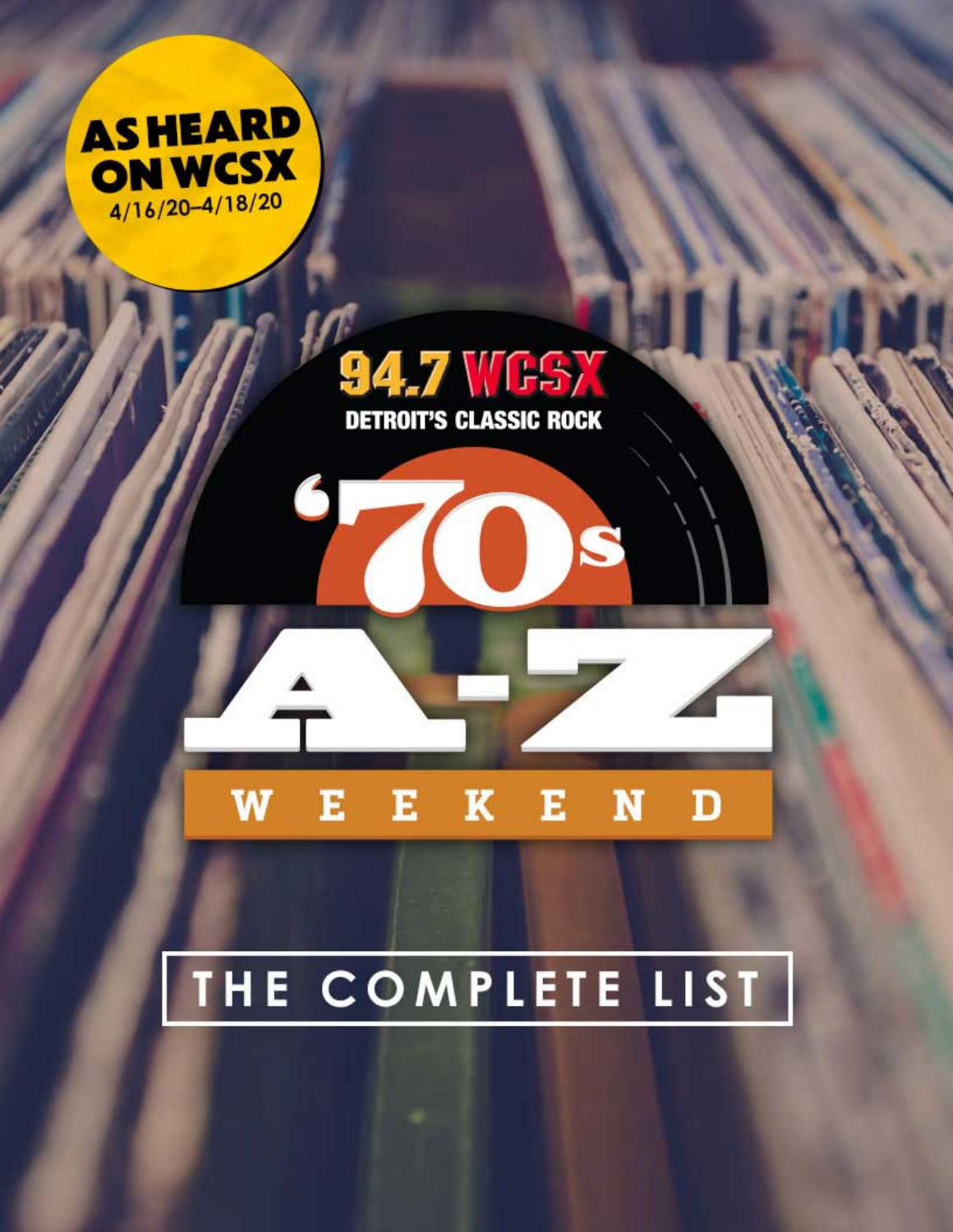AS HEARD ON WCSX 4/16/20–4/18/20

94.7 WCSX

DETROIT'S CLASSIC ROCK

# '70s A-Z WEEKEND

## THE COMPLETE LIST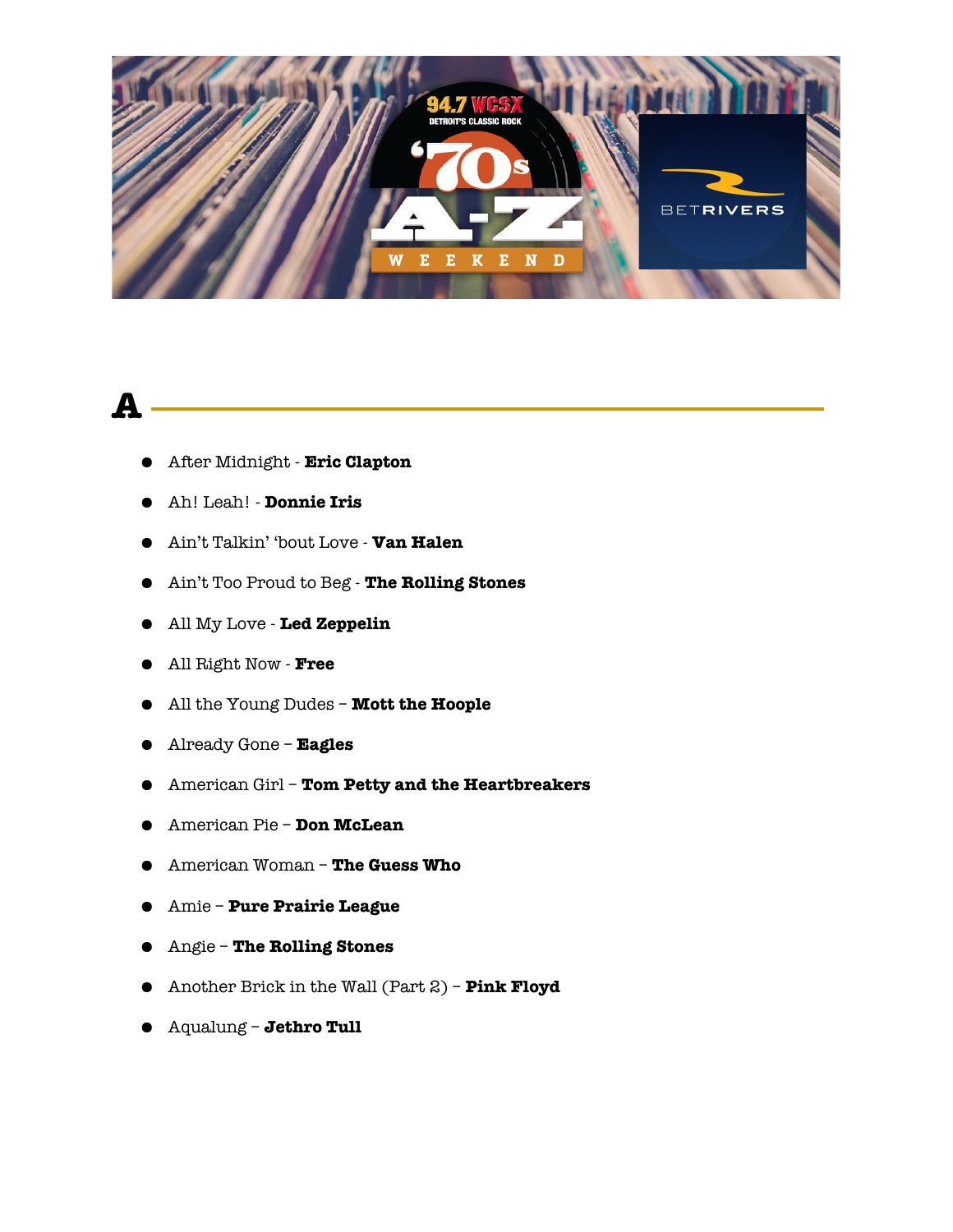# A

- After Midnight - **Eric Clapton**
- Ah! Leah! - **Donnie Iris**
- Ain't Talkin' 'bout Love - **Van Halen**
- Ain't Too Proud to Beg - **The Rolling Stones**
- All My Love - **Led Zeppelin**
- All Right Now - **Free**
- All the Young Dudes – **Mott the Hoople**
- Already Gone – **Eagles**
- American Girl – **Tom Petty and the Heartbreakers**
- American Pie – **Don McLean**
- American Woman – **The Guess Who**
- Amie – **Pure Prairie League**
- Angie – **The Rolling Stones**
- Another Brick in the Wall (Part 2) – **Pink Floyd**
- Aqualung – **Jethro Tull**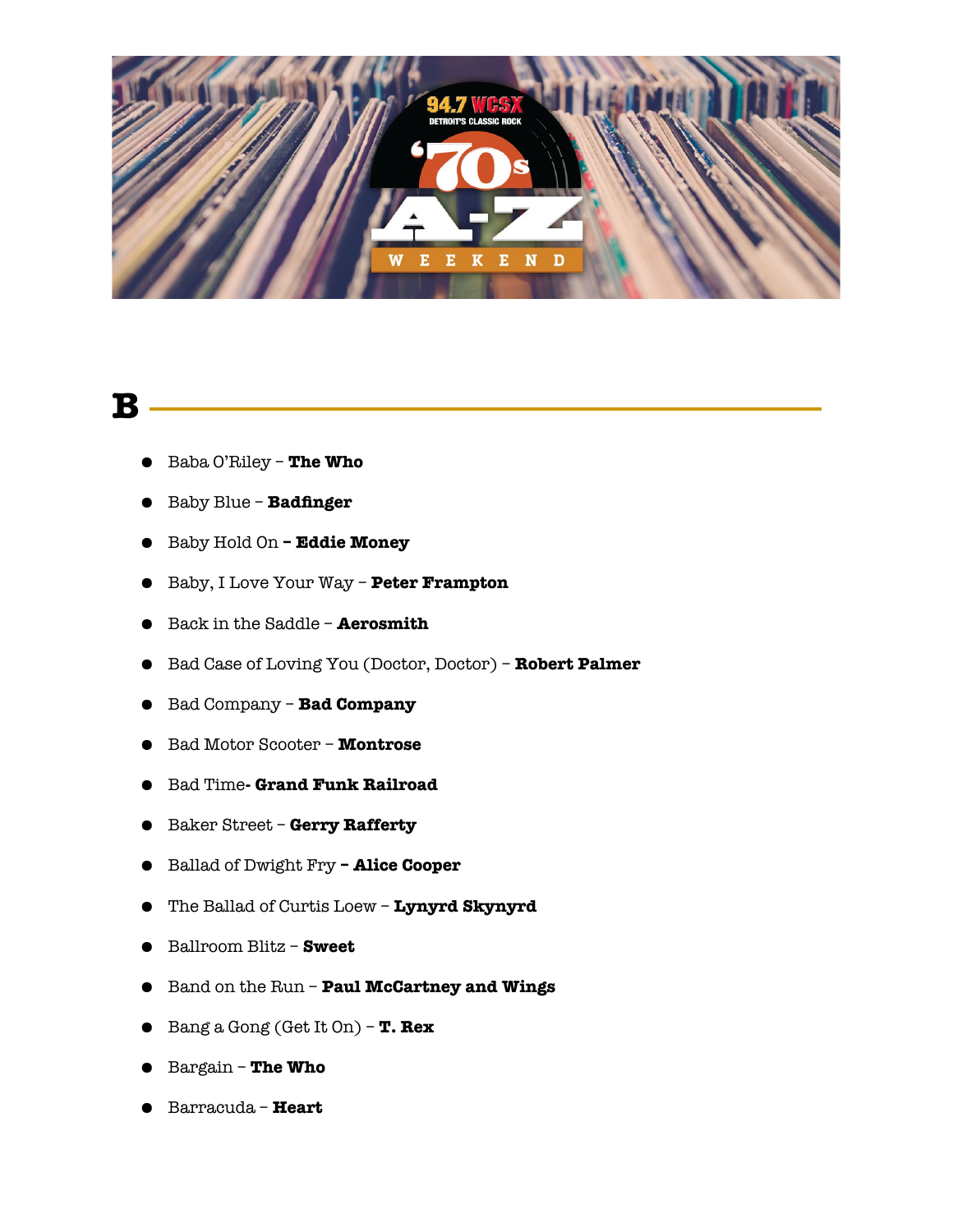## B

- Baba O'Riley – **The Who**
- Baby Blue – **Badfinger**
- Baby Hold On **– Eddie Money**
- Baby, I Love Your Way – **Peter Frampton**
- Back in the Saddle – **Aerosmith**
- Bad Case of Loving You (Doctor, Doctor) – **Robert Palmer**
- Bad Company – **Bad Company**
- Bad Motor Scooter – **Montrose**
- Bad Time**- Grand Funk Railroad**
- Baker Street – **Gerry Rafferty**
- Ballad of Dwight Fry **– Alice Cooper**
- The Ballad of Curtis Loew – **Lynyrd Skynyrd**
- Ballroom Blitz – **Sweet**
- Band on the Run – **Paul McCartney and Wings**
- Bang a Gong (Get It On) – **T. Rex**
- Bargain – **The Who**
- Barracuda – **Heart**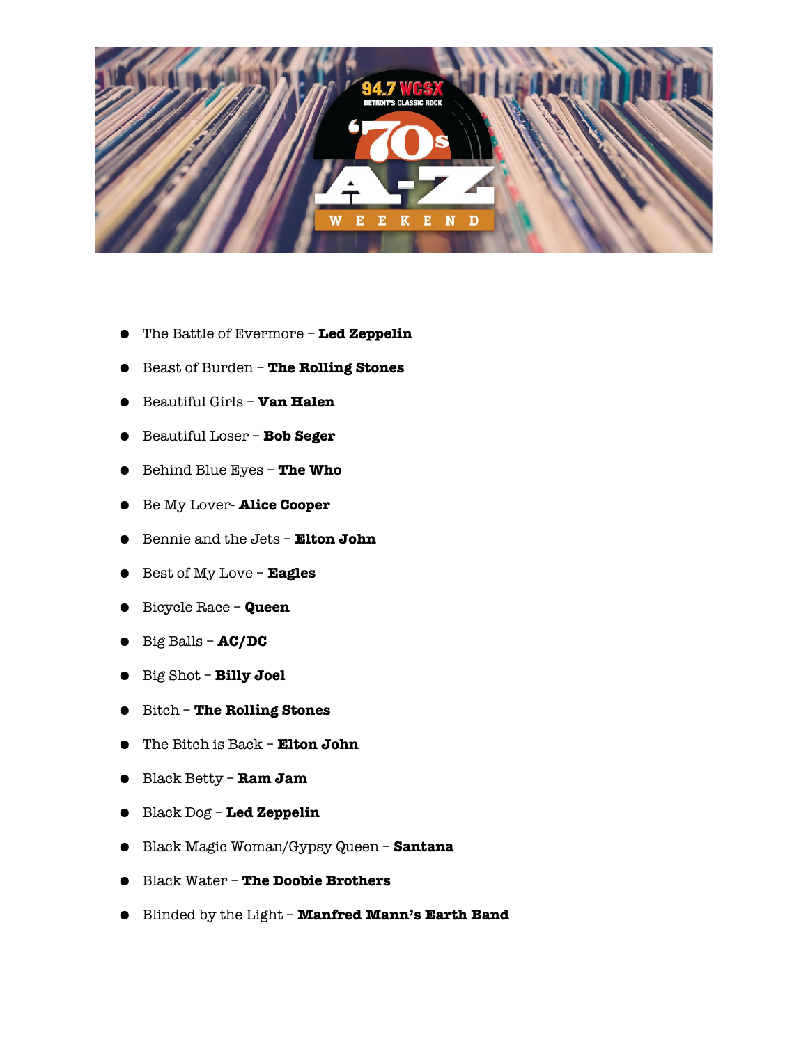- The Battle of Evermore – **Led Zeppelin**
- Beast of Burden – **The Rolling Stones**
- Beautiful Girls – **Van Halen**
- Beautiful Loser – **Bob Seger**
- Behind Blue Eyes – **The Who**
- Be My Lover- **Alice Cooper**
- Bennie and the Jets – **Elton John**
- Best of My Love – **Eagles**
- Bicycle Race – **Queen**
- Big Balls – **AC/DC**
- Big Shot – **Billy Joel**
- Bitch – **The Rolling Stones**
- The Bitch is Back – **Elton John**
- Black Betty – **Ram Jam**
- Black Dog – **Led Zeppelin**
- Black Magic Woman/Gypsy Queen – **Santana**
- Black Water – **The Doobie Brothers**
- Blinded by the Light – **Manfred Mann's Earth Band**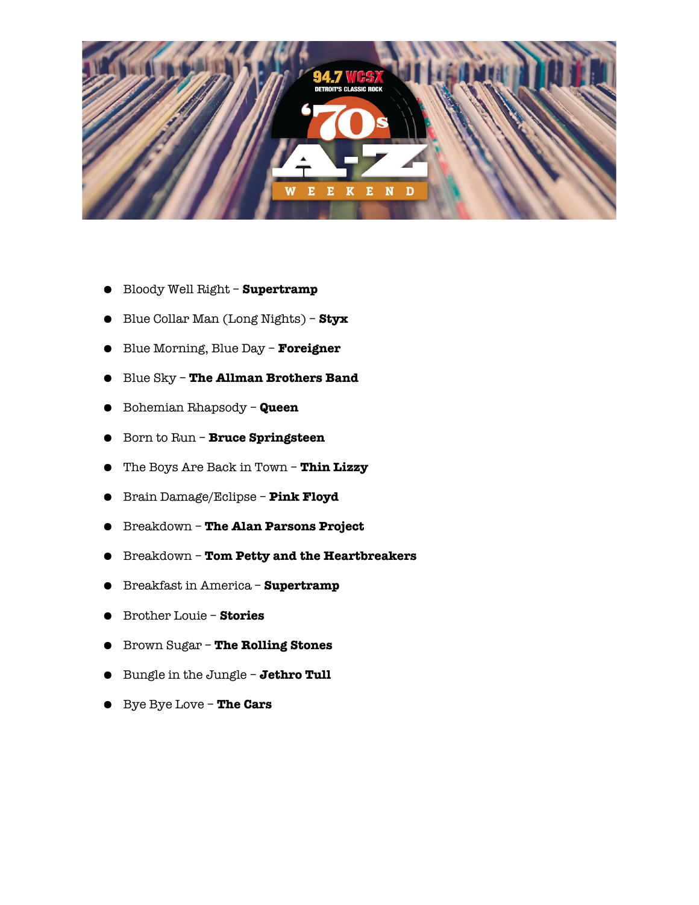- Bloody Well Right – **Supertramp**
- Blue Collar Man (Long Nights) – **Styx**
- Blue Morning, Blue Day – **Foreigner**
- Blue Sky – **The Allman Brothers Band**
- Bohemian Rhapsody – **Queen**
- Born to Run – **Bruce Springsteen**
- The Boys Are Back in Town – **Thin Lizzy**
- Brain Damage/Eclipse – **Pink Floyd**
- Breakdown – **The Alan Parsons Project**
- Breakdown – **Tom Petty and the Heartbreakers**
- Breakfast in America – **Supertramp**
- Brother Louie – **Stories**
- Brown Sugar – **The Rolling Stones**
- Bungle in the Jungle – **Jethro Tull**
- Bye Bye Love – **The Cars**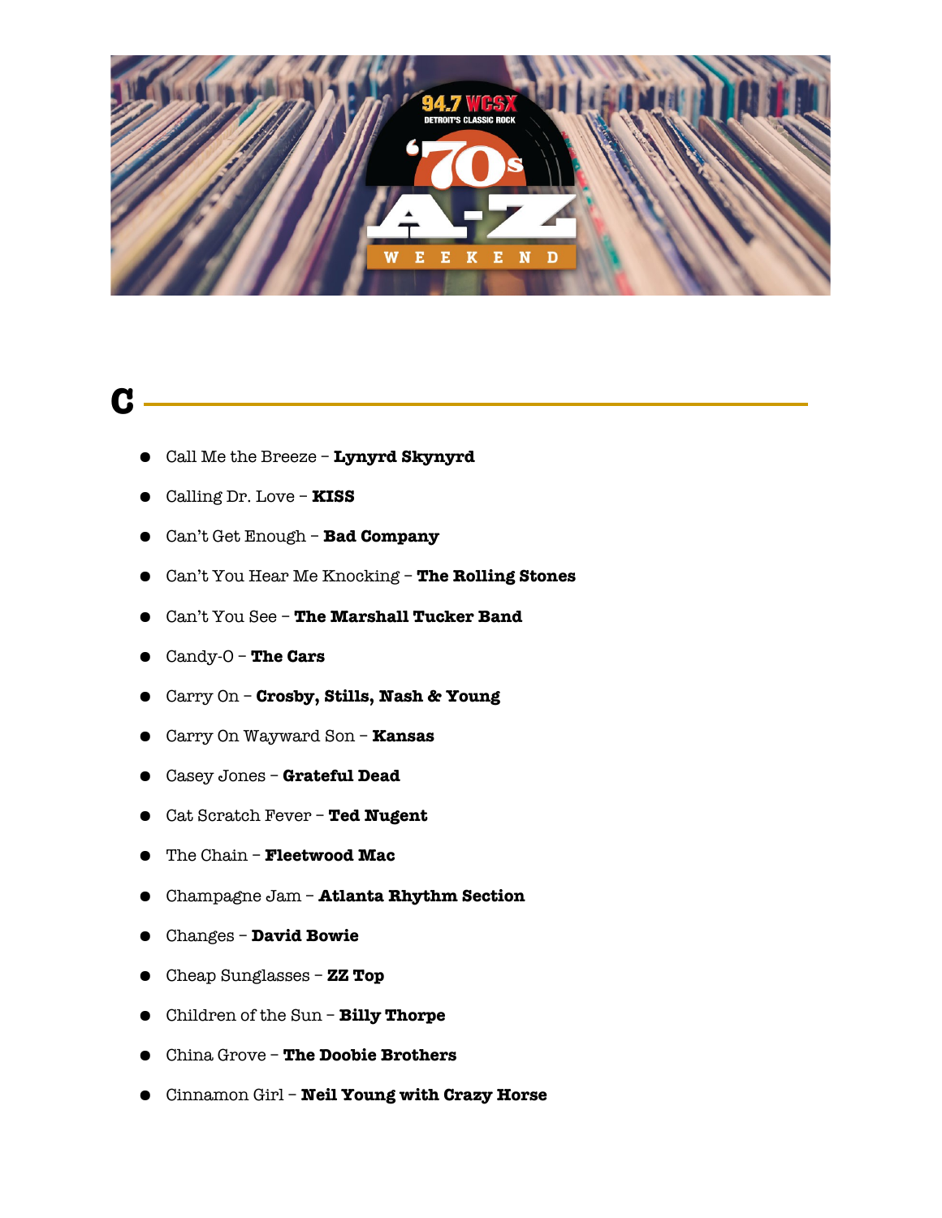## C

- Call Me the Breeze – **Lynyrd Skynyrd**
- Calling Dr. Love – **KISS**
- Can't Get Enough – **Bad Company**
- Can't You Hear Me Knocking – **The Rolling Stones**
- Can't You See – **The Marshall Tucker Band**
- Candy-O – **The Cars**
- Carry On – **Crosby, Stills, Nash & Young**
- Carry On Wayward Son – **Kansas**
- Casey Jones – **Grateful Dead**
- Cat Scratch Fever – **Ted Nugent**
- The Chain – **Fleetwood Mac**
- Champagne Jam – **Atlanta Rhythm Section**
- Changes – **David Bowie**
- Cheap Sunglasses – **ZZ Top**
- Children of the Sun – **Billy Thorpe**
- China Grove – **The Doobie Brothers**
- Cinnamon Girl – **Neil Young with Crazy Horse**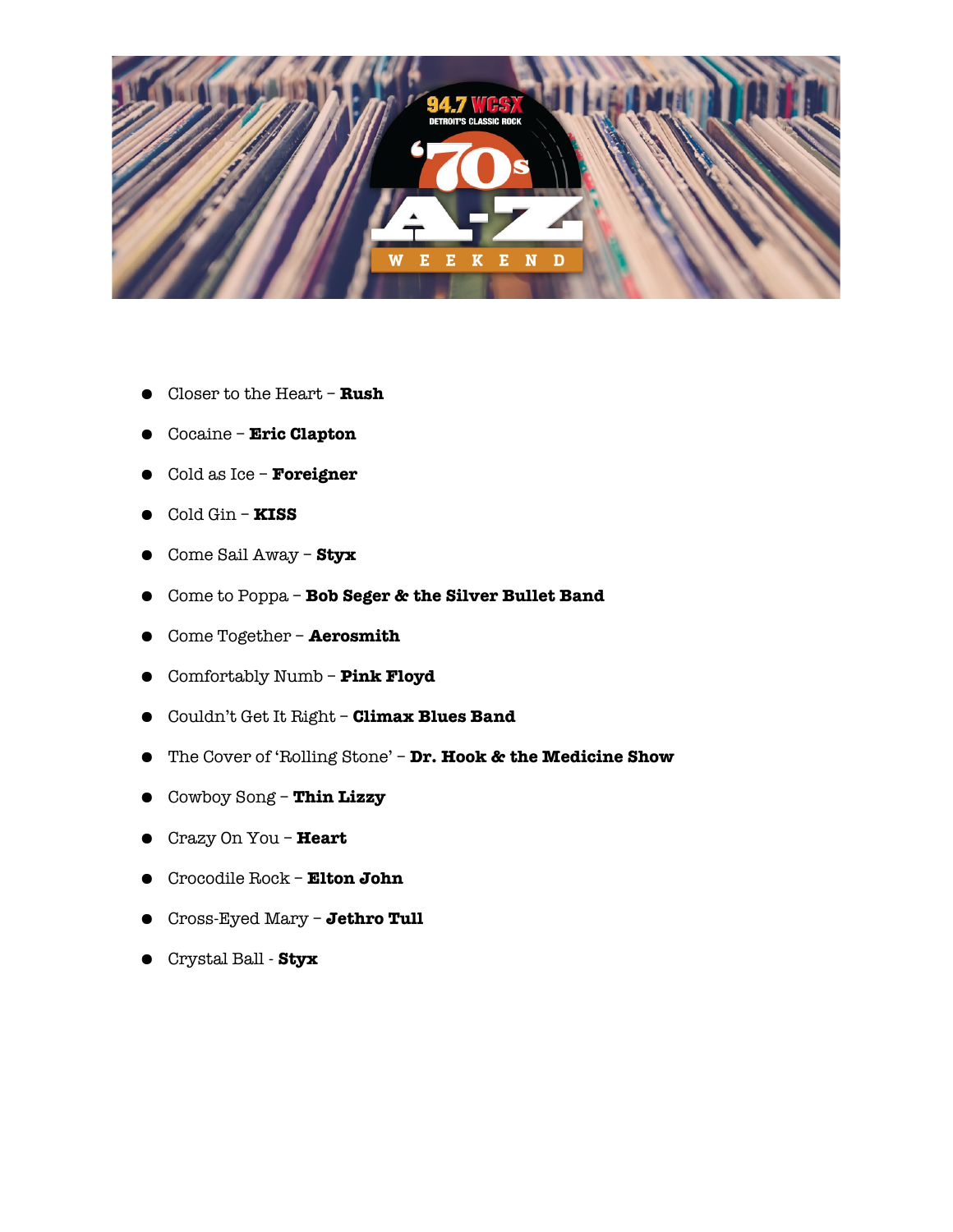- Closer to the Heart – **Rush**
- Cocaine – **Eric Clapton**
- Cold as Ice – **Foreigner**
- Cold Gin – **KISS**
- Come Sail Away – **Styx**
- Come to Poppa – **Bob Seger & the Silver Bullet Band**
- Come Together – **Aerosmith**
- Comfortably Numb – **Pink Floyd**
- Couldn't Get It Right – **Climax Blues Band**
- The Cover of 'Rolling Stone' – **Dr. Hook & the Medicine Show**
- Cowboy Song – **Thin Lizzy**
- Crazy On You – **Heart**
- Crocodile Rock – **Elton John**
- Cross-Eyed Mary – **Jethro Tull**
- Crystal Ball - **Styx**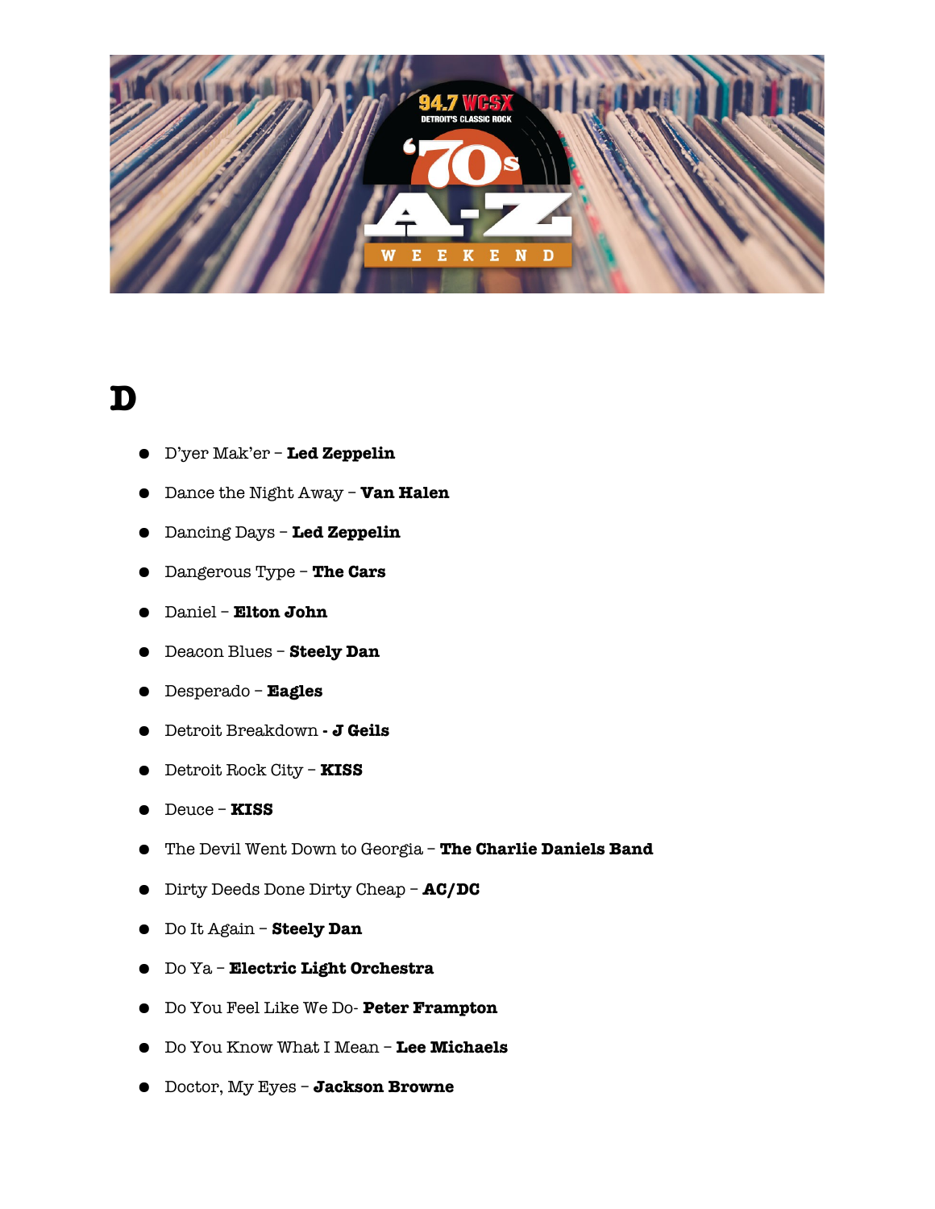# D

- D'yer Mak'er – **Led Zeppelin**
- Dance the Night Away – **Van Halen**
- Dancing Days – **Led Zeppelin**
- Dangerous Type – **The Cars**
- Daniel – **Elton John**
- Deacon Blues – **Steely Dan**
- Desperado – **Eagles**
- Detroit Breakdown **- J Geils**
- Detroit Rock City – **KISS**
- Deuce – **KISS**
- The Devil Went Down to Georgia – **The Charlie Daniels Band**
- Dirty Deeds Done Dirty Cheap – **AC/DC**
- Do It Again – **Steely Dan**
- Do Ya – **Electric Light Orchestra**
- Do You Feel Like We Do- **Peter Frampton**
- Do You Know What I Mean – **Lee Michaels**
- Doctor, My Eyes – **Jackson Browne**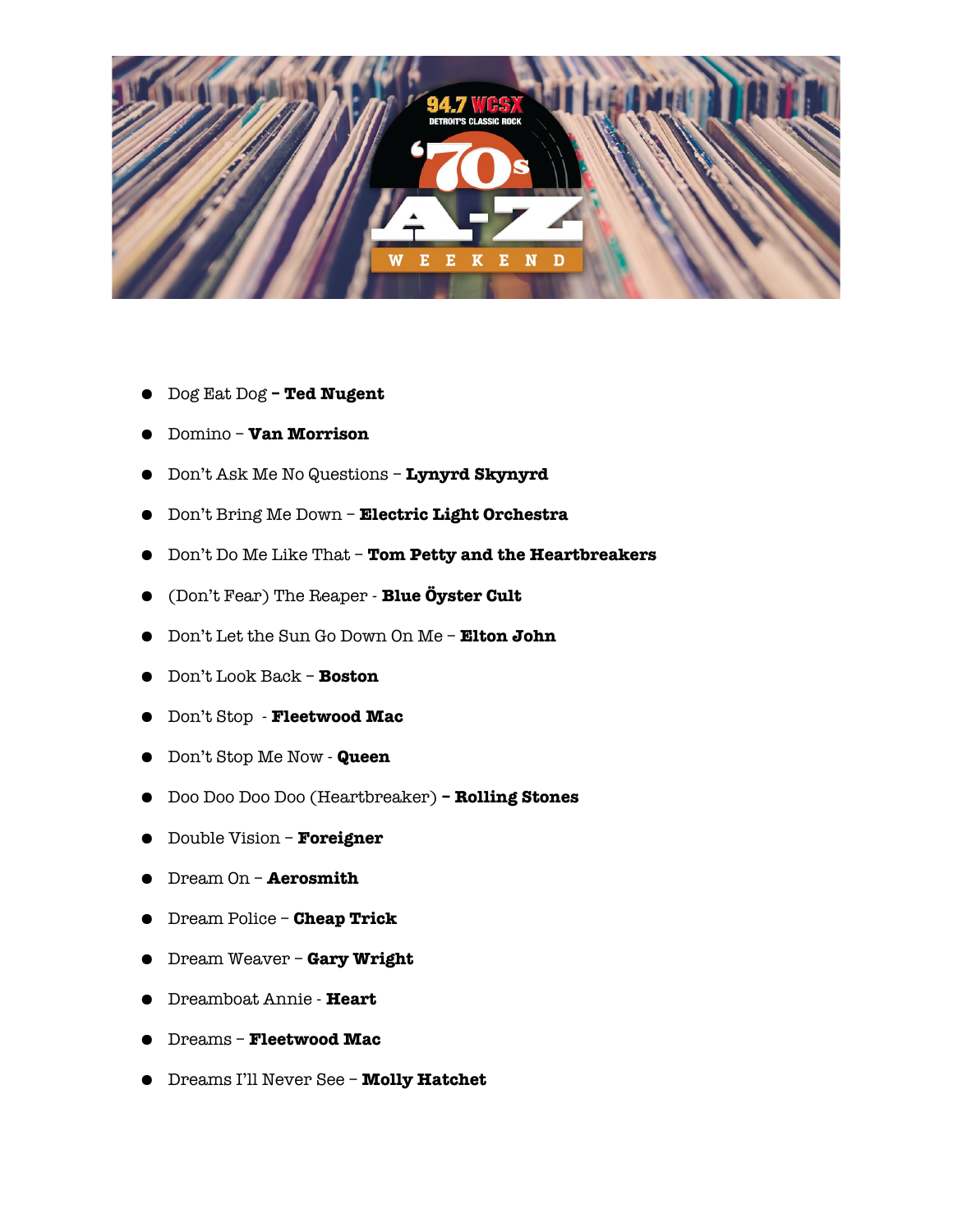- Dog Eat Dog – **Ted Nugent**
- Domino – **Van Morrison**
- Don't Ask Me No Questions – **Lynyrd Skynyrd**
- Don't Bring Me Down – **Electric Light Orchestra**
- Don't Do Me Like That – **Tom Petty and the Heartbreakers**
- (Don't Fear) The Reaper - **Blue Öyster Cult**
- Don't Let the Sun Go Down On Me – **Elton John**
- Don't Look Back – **Boston**
- Don't Stop - **Fleetwood Mac**
- Don't Stop Me Now - **Queen**
- Doo Doo Doo Doo (Heartbreaker) – **Rolling Stones**
- Double Vision – **Foreigner**
- Dream On – **Aerosmith**
- Dream Police – **Cheap Trick**
- Dream Weaver – **Gary Wright**
- Dreamboat Annie - **Heart**
- Dreams – **Fleetwood Mac**
- Dreams I'll Never See – **Molly Hatchet**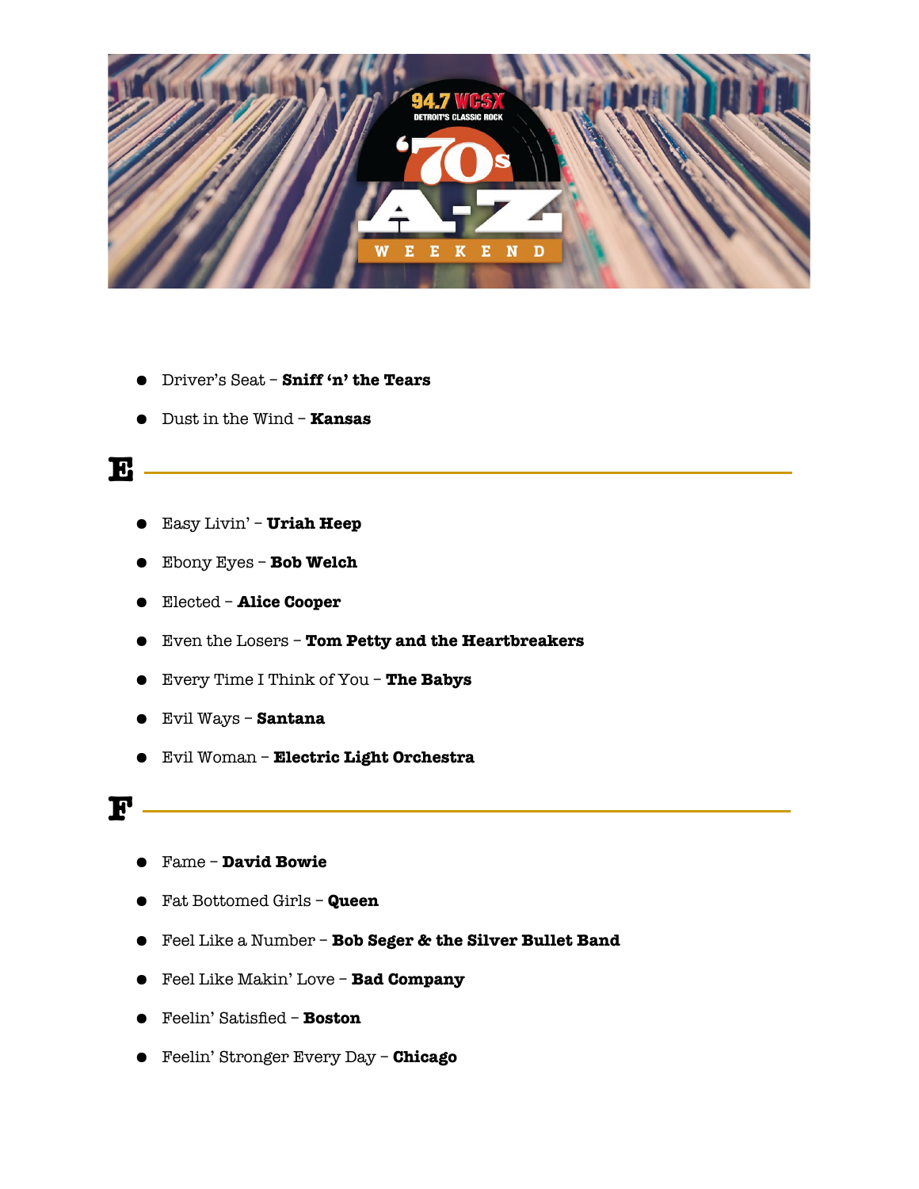- Driver's Seat – **Sniff 'n' the Tears**
- Dust in the Wind – **Kansas**

# E

- Easy Livin' – **Uriah Heep**
- Ebony Eyes – **Bob Welch**
- Elected – **Alice Cooper**
- Even the Losers – **Tom Petty and the Heartbreakers**
- Every Time I Think of You – **The Babys**
- Evil Ways – **Santana**
- Evil Woman – **Electric Light Orchestra**

# F

- Fame – **David Bowie**
- Fat Bottomed Girls – **Queen**
- Feel Like a Number – **Bob Seger & the Silver Bullet Band**
- Feel Like Makin' Love – **Bad Company**
- Feelin' Satisfied – **Boston**
- Feelin' Stronger Every Day – **Chicago**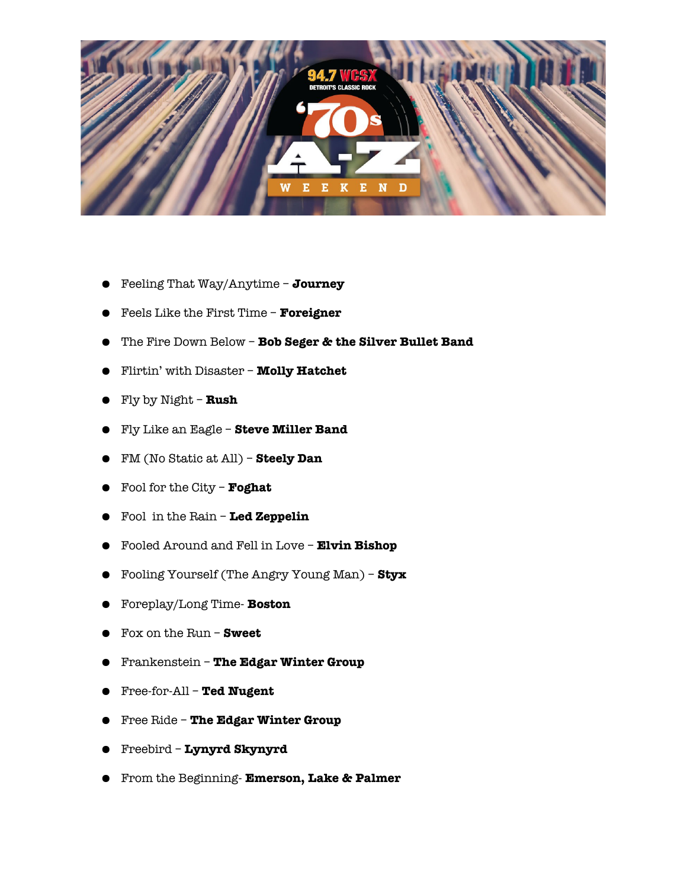- Feeling That Way/Anytime – **Journey**
- Feels Like the First Time – **Foreigner**
- The Fire Down Below – **Bob Seger & the Silver Bullet Band**
- Flirtin' with Disaster – **Molly Hatchet**
- Fly by Night – **Rush**
- Fly Like an Eagle – **Steve Miller Band**
- FM (No Static at All) – **Steely Dan**
- Fool for the City – **Foghat**
- Fool in the Rain – **Led Zeppelin**
- Fooled Around and Fell in Love – **Elvin Bishop**
- Fooling Yourself (The Angry Young Man) – **Styx**
- Foreplay/Long Time- **Boston**
- Fox on the Run – **Sweet**
- Frankenstein – **The Edgar Winter Group**
- Free-for-All – **Ted Nugent**
- Free Ride – **The Edgar Winter Group**
- Freebird – **Lynyrd Skynyrd**
- From the Beginning- **Emerson, Lake & Palmer**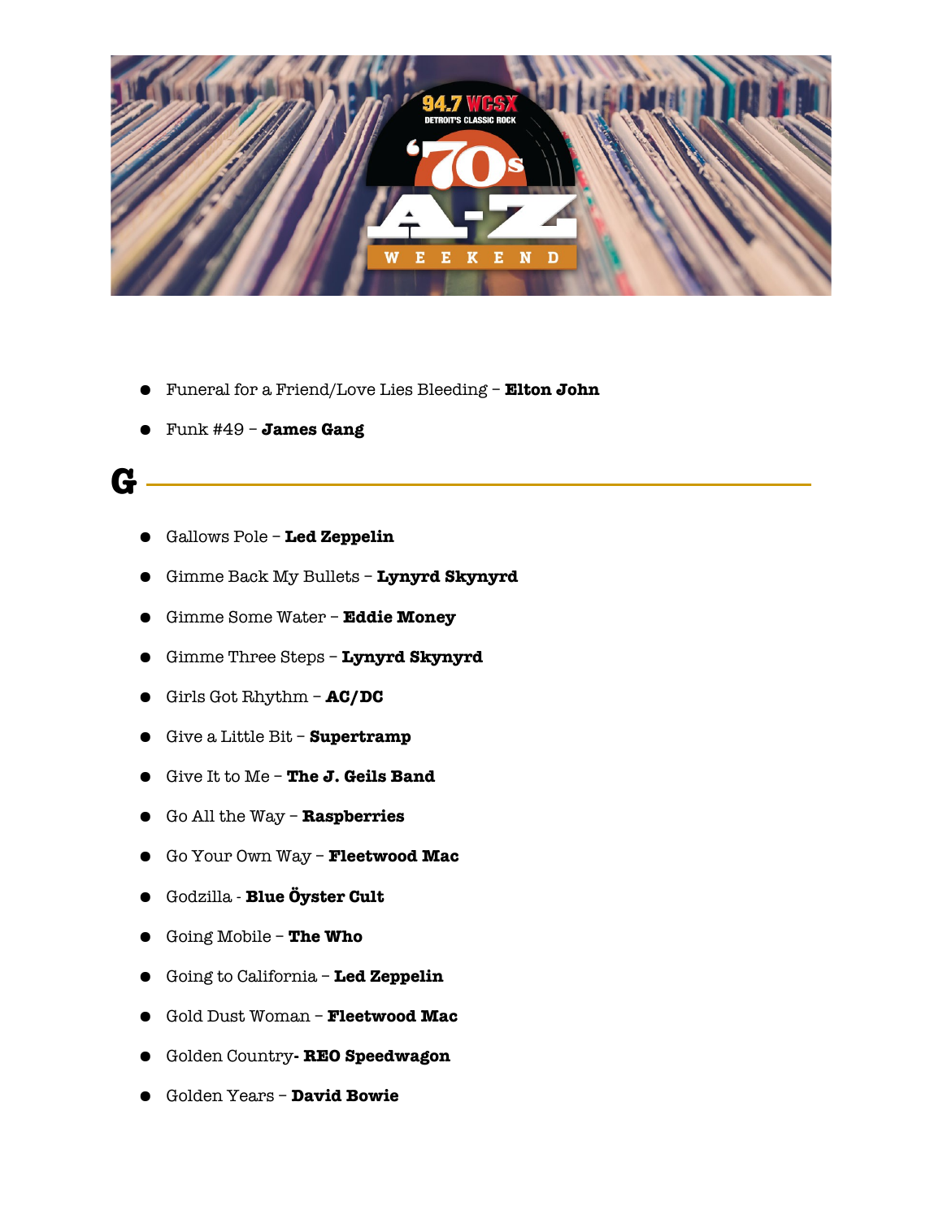- Funeral for a Friend/Love Lies Bleeding – **Elton John**
- Funk #49 – **James Gang**

## G

- Gallows Pole – **Led Zeppelin**
- Gimme Back My Bullets – **Lynyrd Skynyrd**
- Gimme Some Water – **Eddie Money**
- Gimme Three Steps – **Lynyrd Skynyrd**
- Girls Got Rhythm – **AC/DC**
- Give a Little Bit – **Supertramp**
- Give It to Me – **The J. Geils Band**
- Go All the Way – **Raspberries**
- Go Your Own Way – **Fleetwood Mac**
- Godzilla - **Blue Öyster Cult**
- Going Mobile – **The Who**
- Going to California – **Led Zeppelin**
- Gold Dust Woman – **Fleetwood Mac**
- Golden Country**- REO Speedwagon**
- Golden Years – **David Bowie**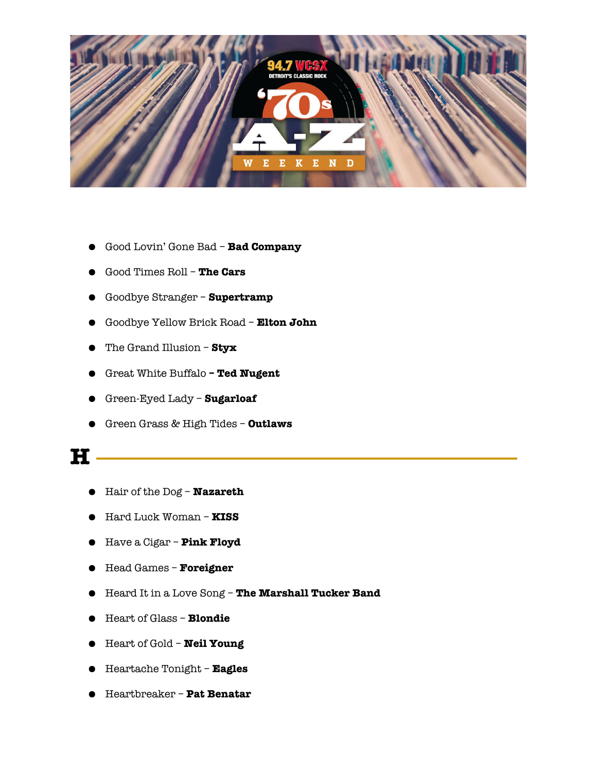- Good Lovin' Gone Bad – **Bad Company**
- Good Times Roll – **The Cars**
- Goodbye Stranger – **Supertramp**
- Goodbye Yellow Brick Road – **Elton John**
- The Grand Illusion – **Styx**
- Great White Buffalo **– Ted Nugent**
- Green-Eyed Lady – **Sugarloaf**
- Green Grass & High Tides – **Outlaws**

# H

- Hair of the Dog – **Nazareth**
- Hard Luck Woman – **KISS**
- Have a Cigar – **Pink Floyd**
- Head Games – **Foreigner**
- Heard It in a Love Song – **The Marshall Tucker Band**
- Heart of Glass – **Blondie**
- Heart of Gold – **Neil Young**
- Heartache Tonight – **Eagles**
- Heartbreaker – **Pat Benatar**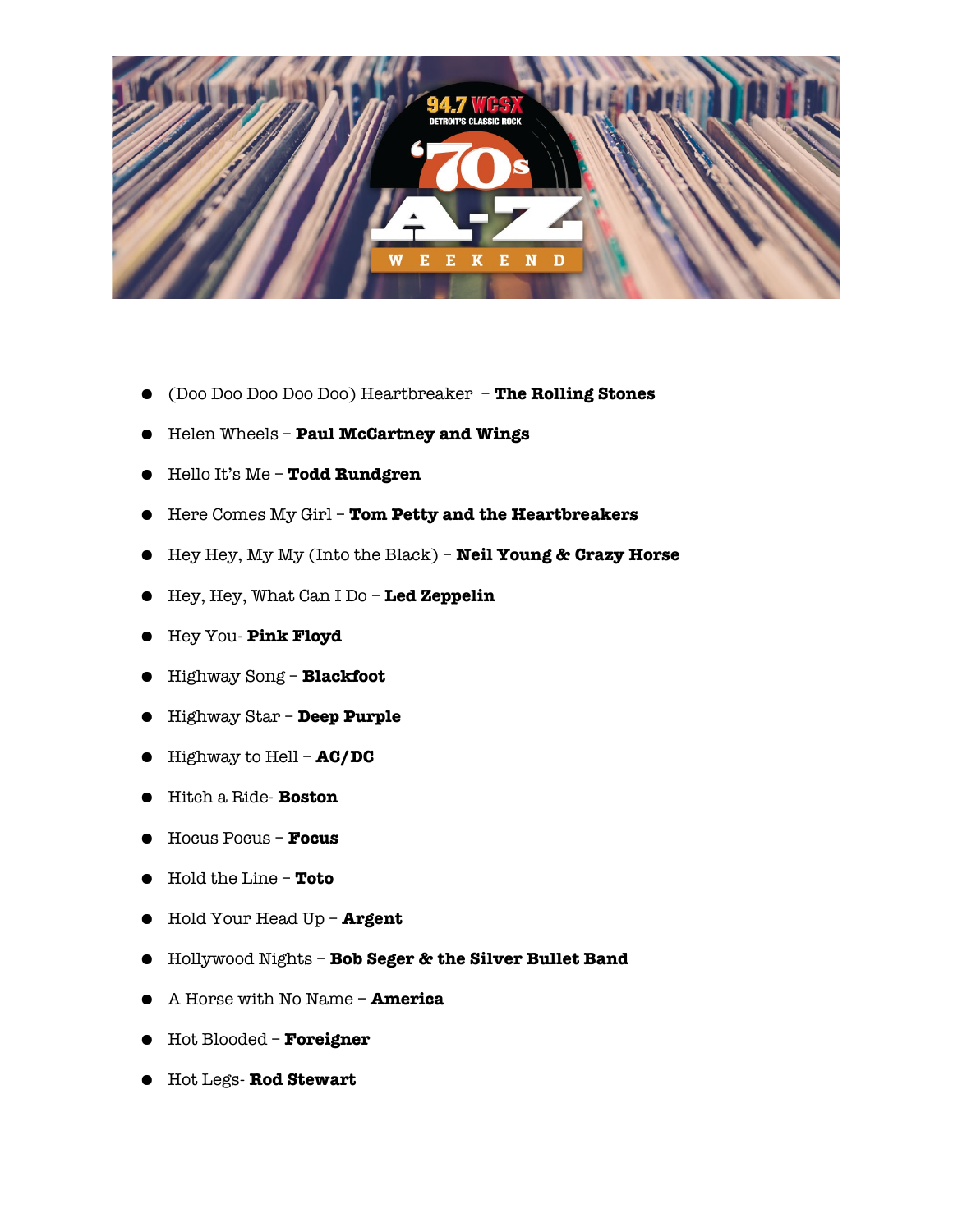- (Doo Doo Doo Doo Doo) Heartbreaker – **The Rolling Stones**
- Helen Wheels – **Paul McCartney and Wings**
- Hello It's Me – **Todd Rundgren**
- Here Comes My Girl – **Tom Petty and the Heartbreakers**
- Hey Hey, My My (Into the Black) – **Neil Young & Crazy Horse**
- Hey, Hey, What Can I Do – **Led Zeppelin**
- Hey You- **Pink Floyd**
- Highway Song – **Blackfoot**
- Highway Star – **Deep Purple**
- Highway to Hell – **AC/DC**
- Hitch a Ride- **Boston**
- Hocus Pocus – **Focus**
- Hold the Line – **Toto**
- Hold Your Head Up – **Argent**
- Hollywood Nights – **Bob Seger & the Silver Bullet Band**
- A Horse with No Name – **America**
- Hot Blooded – **Foreigner**
- Hot Legs- **Rod Stewart**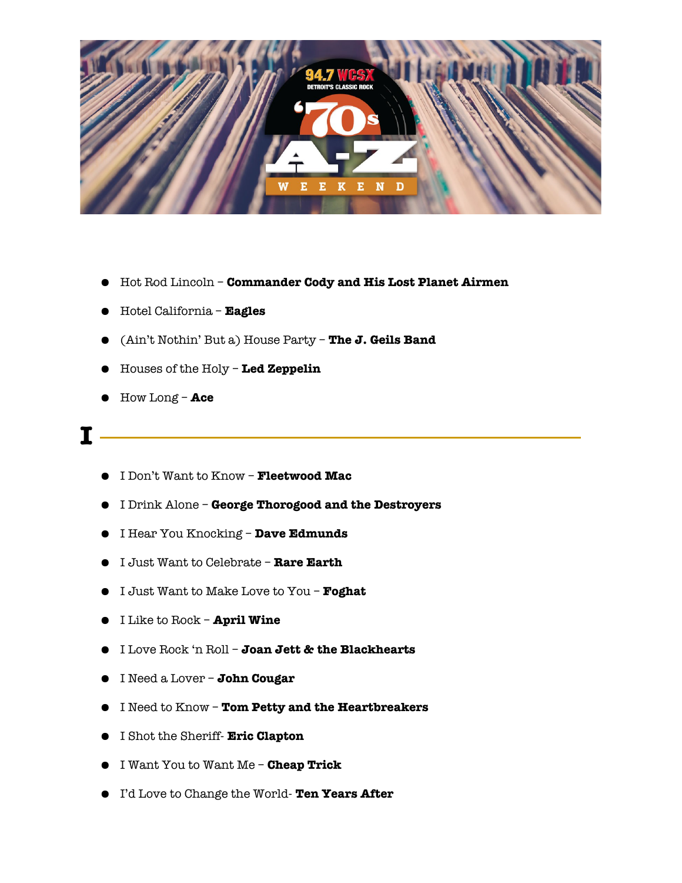- Hot Rod Lincoln – **Commander Cody and His Lost Planet Airmen**
- Hotel California – **Eagles**
- (Ain't Nothin' But a) House Party – **The J. Geils Band**
- Houses of the Holy – **Led Zeppelin**
- How Long – **Ace**

# I

- I Don't Want to Know – **Fleetwood Mac**
- I Drink Alone – **George Thorogood and the Destroyers**
- I Hear You Knocking – **Dave Edmunds**
- I Just Want to Celebrate – **Rare Earth**
- I Just Want to Make Love to You – **Foghat**
- I Like to Rock – **April Wine**
- I Love Rock 'n Roll – **Joan Jett & the Blackhearts**
- I Need a Lover – **John Cougar**
- I Need to Know – **Tom Petty and the Heartbreakers**
- I Shot the Sheriff- **Eric Clapton**
- I Want You to Want Me – **Cheap Trick**
- I'd Love to Change the World- **Ten Years After**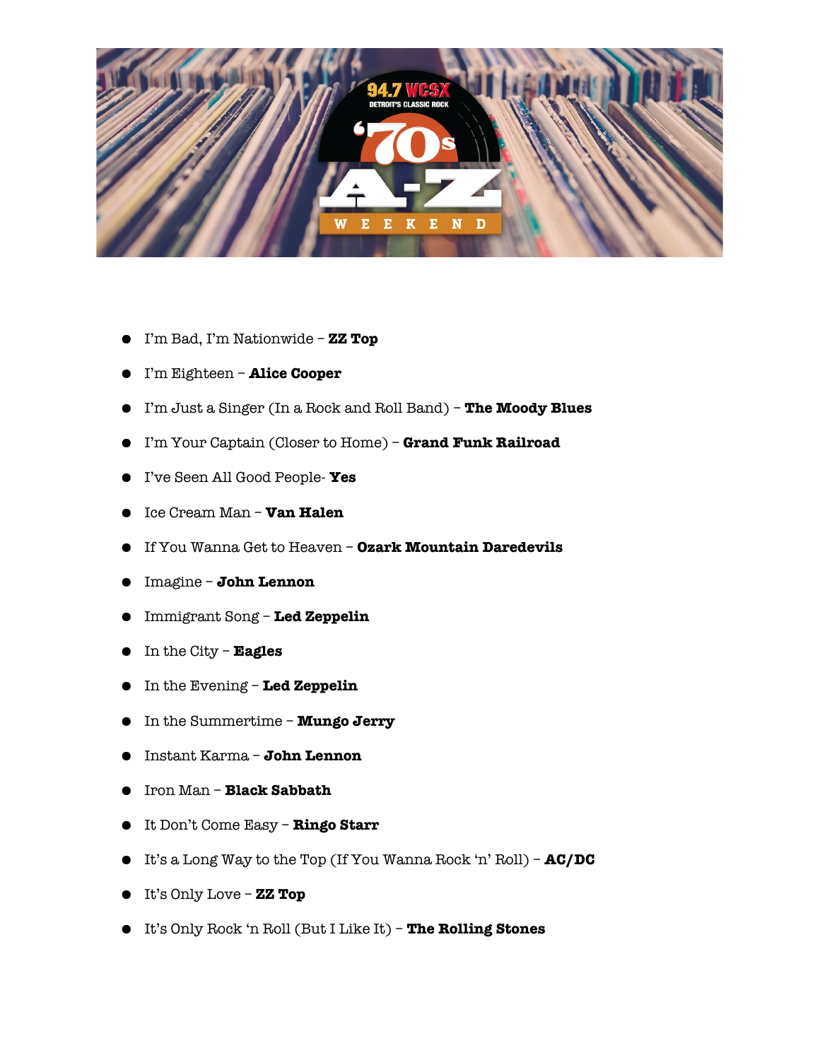- I'm Bad, I'm Nationwide – **ZZ Top**
- I'm Eighteen – **Alice Cooper**
- I'm Just a Singer (In a Rock and Roll Band) – **The Moody Blues**
- I'm Your Captain (Closer to Home) – **Grand Funk Railroad**
- I've Seen All Good People- **Yes**
- Ice Cream Man – **Van Halen**
- If You Wanna Get to Heaven – **Ozark Mountain Daredevils**
- Imagine – **John Lennon**
- Immigrant Song – **Led Zeppelin**
- In the City – **Eagles**
- In the Evening – **Led Zeppelin**
- In the Summertime – **Mungo Jerry**
- Instant Karma – **John Lennon**
- Iron Man – **Black Sabbath**
- It Don't Come Easy – **Ringo Starr**
- It's a Long Way to the Top (If You Wanna Rock 'n' Roll) – **AC/DC**
- It's Only Love – **ZZ Top**
- It's Only Rock 'n Roll (But I Like It) – **The Rolling Stones**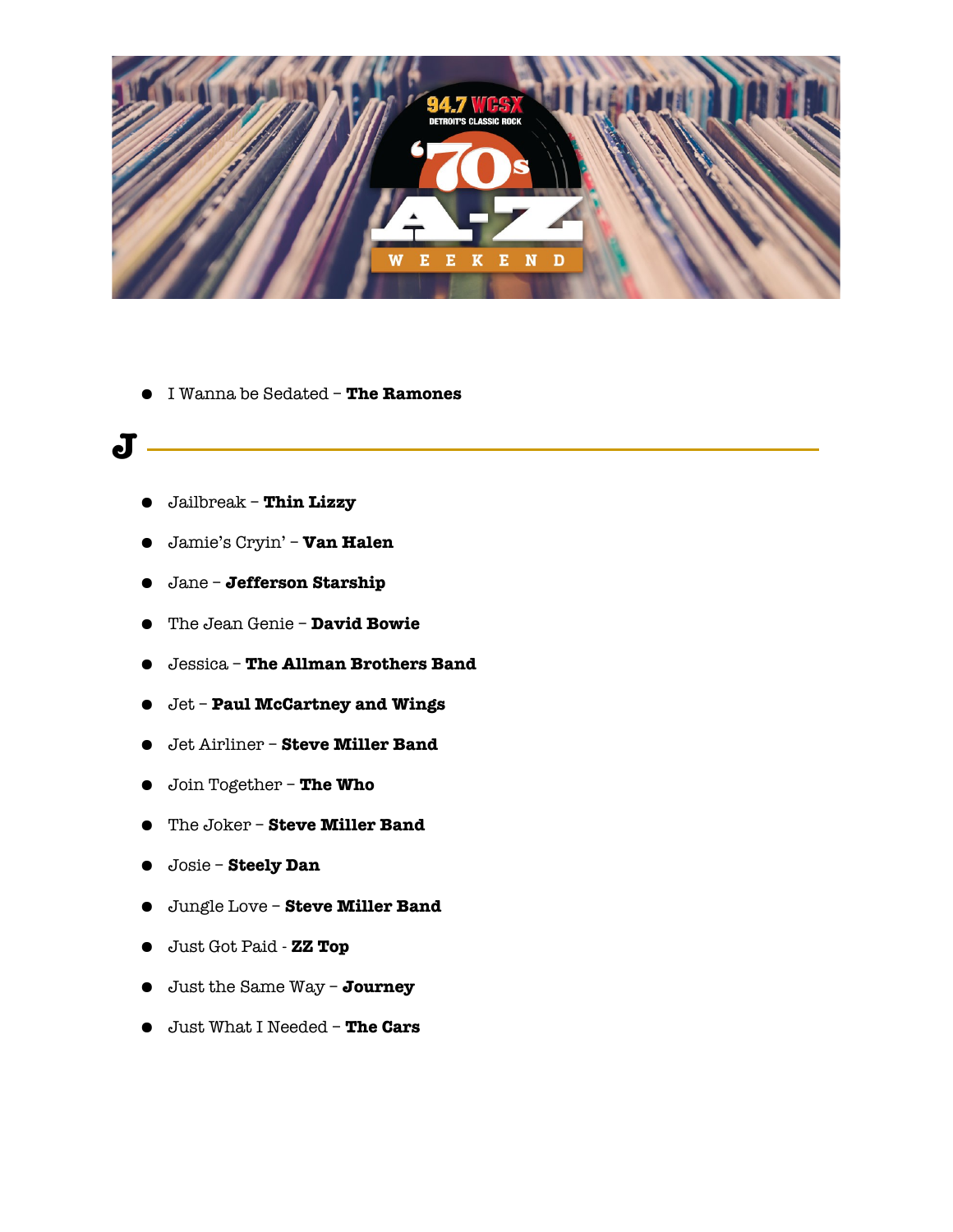- I Wanna be Sedated – **The Ramones**

## J

- Jailbreak – **Thin Lizzy**
- Jamie's Cryin' – **Van Halen**
- Jane – **Jefferson Starship**
- The Jean Genie – **David Bowie**
- Jessica – **The Allman Brothers Band**
- Jet – **Paul McCartney and Wings**
- Jet Airliner – **Steve Miller Band**
- Join Together – **The Who**
- The Joker – **Steve Miller Band**
- Josie – **Steely Dan**
- Jungle Love – **Steve Miller Band**
- Just Got Paid - **ZZ Top**
- Just the Same Way – **Journey**
- Just What I Needed – **The Cars**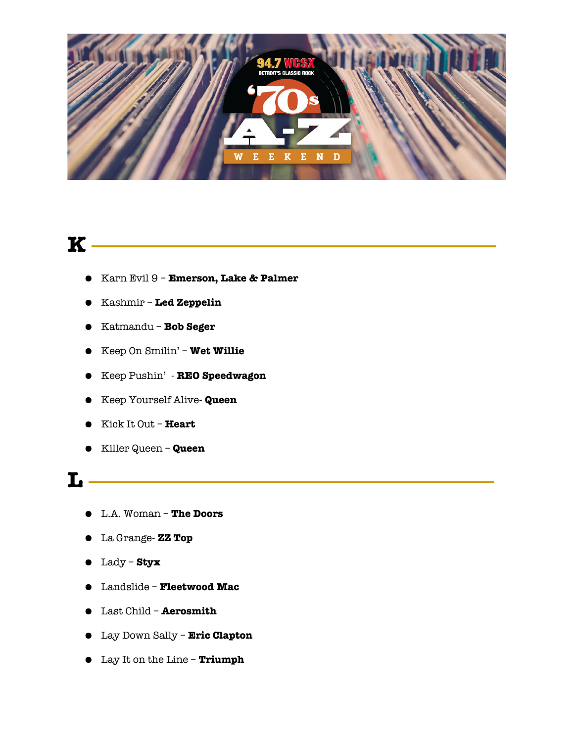## K

- Karn Evil 9 – **Emerson, Lake & Palmer**
- Kashmir – **Led Zeppelin**
- Katmandu – **Bob Seger**
- Keep On Smilin' – **Wet Willie**
- Keep Pushin' - **REO Speedwagon**
- Keep Yourself Alive- **Queen**
- Kick It Out – **Heart**
- Killer Queen – **Queen**

## L

- L.A. Woman – **The Doors**
- La Grange- **ZZ Top**
- Lady – **Styx**
- Landslide – **Fleetwood Mac**
- Last Child – **Aerosmith**
- Lay Down Sally – **Eric Clapton**
- Lay It on the Line – **Triumph**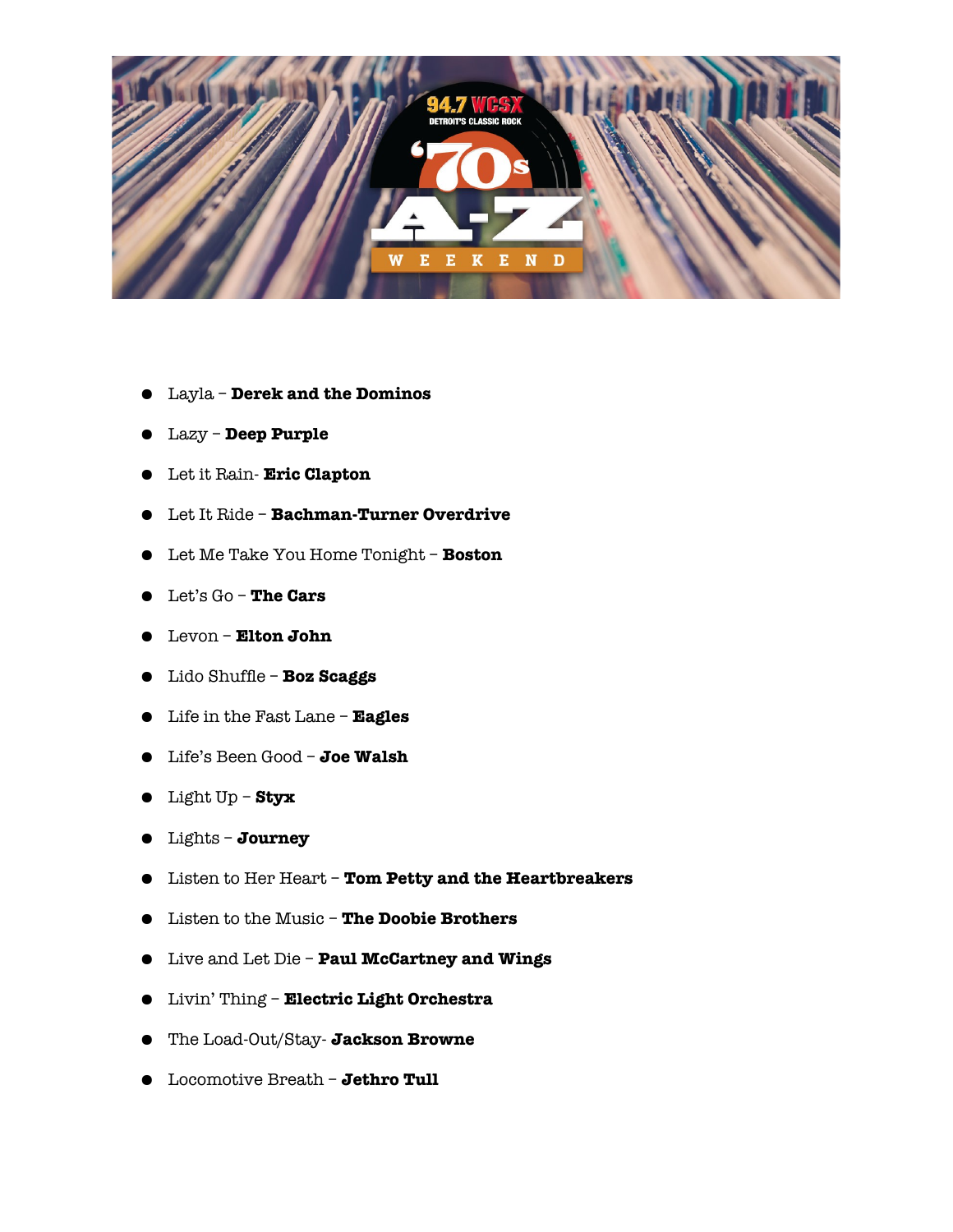- Layla – **Derek and the Dominos**
- Lazy – **Deep Purple**
- Let it Rain- **Eric Clapton**
- Let It Ride – **Bachman-Turner Overdrive**
- Let Me Take You Home Tonight – **Boston**
- Let's Go – **The Cars**
- Levon – **Elton John**
- Lido Shuffle – **Boz Scaggs**
- Life in the Fast Lane – **Eagles**
- Life's Been Good – **Joe Walsh**
- Light Up – **Styx**
- Lights – **Journey**
- Listen to Her Heart – **Tom Petty and the Heartbreakers**
- Listen to the Music – **The Doobie Brothers**
- Live and Let Die – **Paul McCartney and Wings**
- Livin' Thing – **Electric Light Orchestra**
- The Load-Out/Stay- **Jackson Browne**
- Locomotive Breath – **Jethro Tull**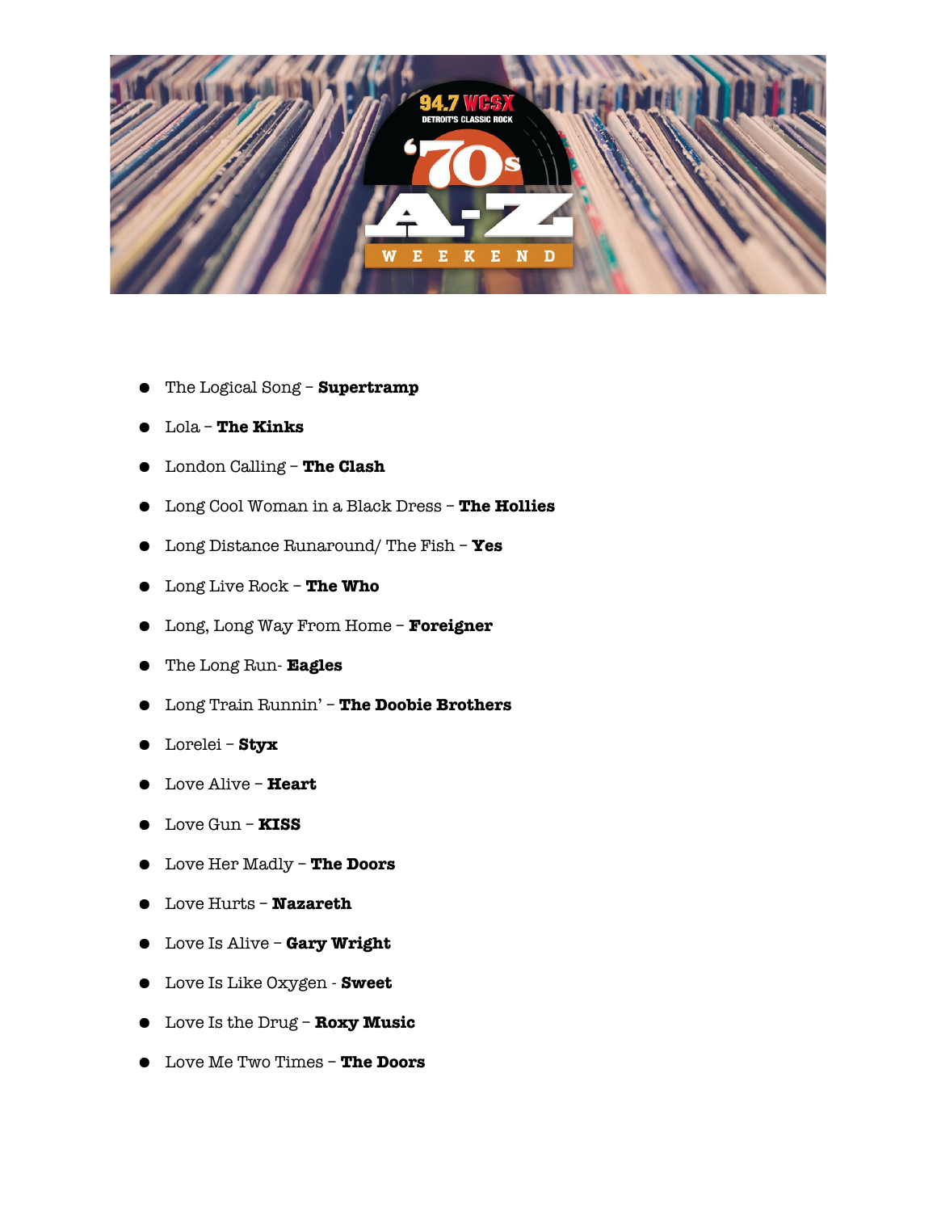- The Logical Song – **Supertramp**
- Lola – **The Kinks**
- London Calling – **The Clash**
- Long Cool Woman in a Black Dress – **The Hollies**
- Long Distance Runaround/ The Fish – **Yes**
- Long Live Rock – **The Who**
- Long, Long Way From Home – **Foreigner**
- The Long Run- **Eagles**
- Long Train Runnin' – **The Doobie Brothers**
- Lorelei – **Styx**
- Love Alive – **Heart**
- Love Gun – **KISS**
- Love Her Madly – **The Doors**
- Love Hurts – **Nazareth**
- Love Is Alive – **Gary Wright**
- Love Is Like Oxygen - **Sweet**
- Love Is the Drug – **Roxy Music**
- Love Me Two Times – **The Doors**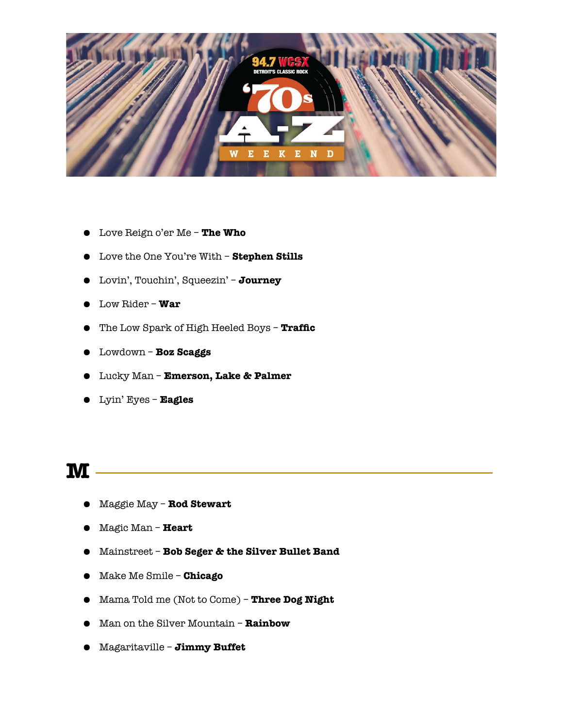- Love Reign o'er Me – **The Who**
- Love the One You're With – **Stephen Stills**
- Lovin', Touchin', Squeezin' – **Journey**
- Low Rider – **War**
- The Low Spark of High Heeled Boys – **Traffic**
- Lowdown – **Boz Scaggs**
- Lucky Man – **Emerson, Lake & Palmer**
- Lyin' Eyes – **Eagles**

# M

- Maggie May – **Rod Stewart**
- Magic Man – **Heart**
- Mainstreet – **Bob Seger & the Silver Bullet Band**
- Make Me Smile – **Chicago**
- Mama Told me (Not to Come) – **Three Dog Night**
- Man on the Silver Mountain – **Rainbow**
- Magaritaville – **Jimmy Buffet**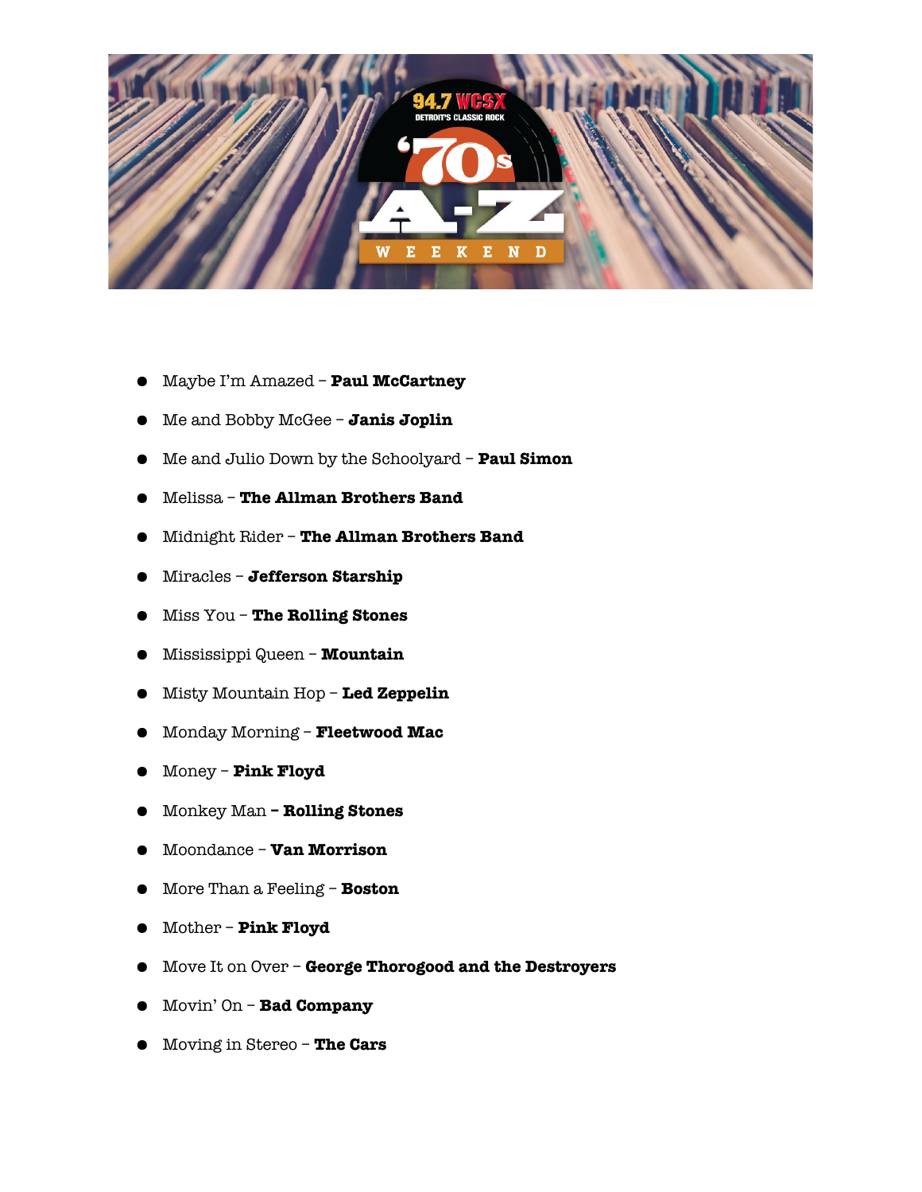- Maybe I'm Amazed – **Paul McCartney**
- Me and Bobby McGee – **Janis Joplin**
- Me and Julio Down by the Schoolyard – **Paul Simon**
- Melissa – **The Allman Brothers Band**
- Midnight Rider – **The Allman Brothers Band**
- Miracles – **Jefferson Starship**
- Miss You – **The Rolling Stones**
- Mississippi Queen – **Mountain**
- Misty Mountain Hop – **Led Zeppelin**
- Monday Morning – **Fleetwood Mac**
- Money – **Pink Floyd**
- Monkey Man **– Rolling Stones**
- Moondance – **Van Morrison**
- More Than a Feeling – **Boston**
- Mother – **Pink Floyd**
- Move It on Over – **George Thorogood and the Destroyers**
- Movin' On – **Bad Company**
- Moving in Stereo – **The Cars**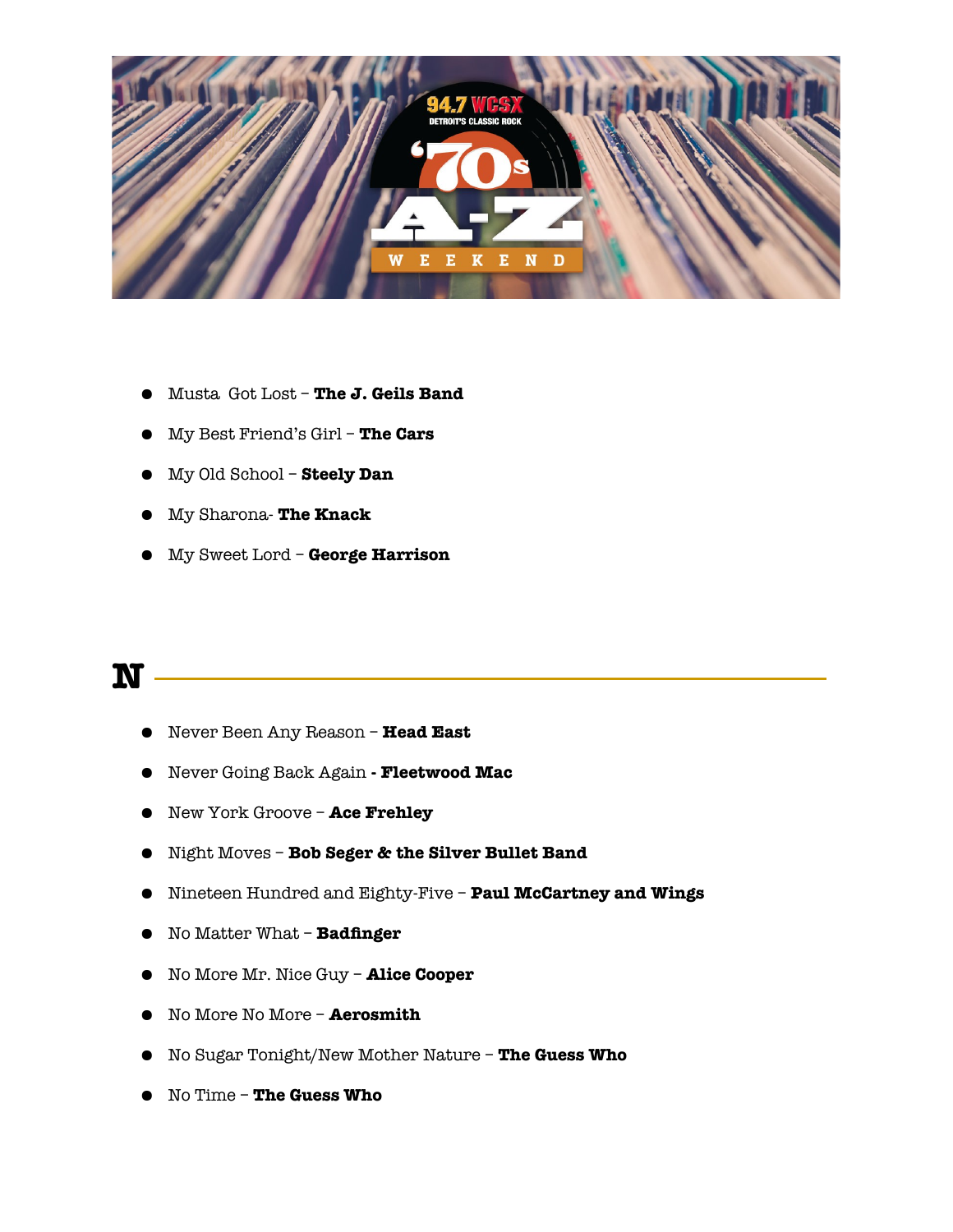- Musta  Got Lost – **The J. Geils Band**
- My Best Friend's Girl – **The Cars**
- My Old School – **Steely Dan**
- My Sharona- **The Knack**
- My Sweet Lord – **George Harrison**

## N

- Never Been Any Reason – **Head East**
- Never Going Back Again **- Fleetwood Mac**
- New York Groove – **Ace Frehley**
- Night Moves – **Bob Seger & the Silver Bullet Band**
- Nineteen Hundred and Eighty-Five – **Paul McCartney and Wings**
- No Matter What – **Badfinger**
- No More Mr. Nice Guy – **Alice Cooper**
- No More No More – **Aerosmith**
- No Sugar Tonight/New Mother Nature – **The Guess Who**
- No Time – **The Guess Who**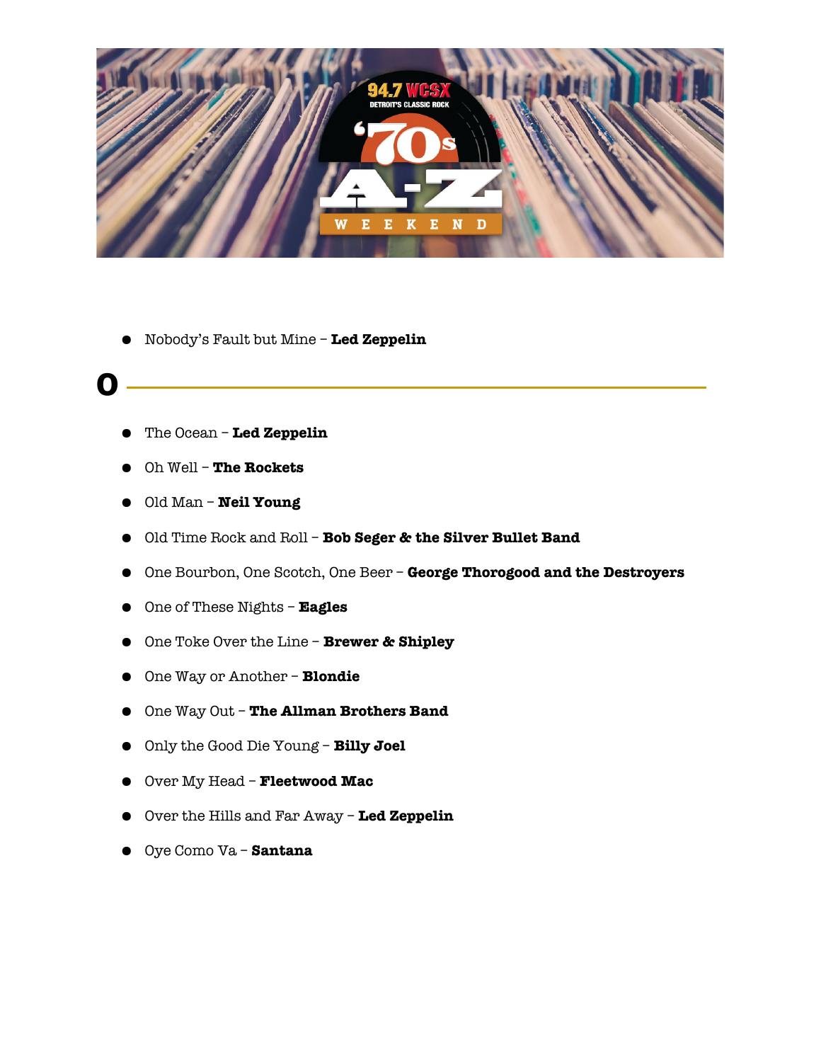- Nobody's Fault but Mine – **Led Zeppelin**

## O

- The Ocean – **Led Zeppelin**
- Oh Well – **The Rockets**
- Old Man – **Neil Young**
- Old Time Rock and Roll – **Bob Seger & the Silver Bullet Band**
- One Bourbon, One Scotch, One Beer – **George Thorogood and the Destroyers**
- One of These Nights – **Eagles**
- One Toke Over the Line – **Brewer & Shipley**
- One Way or Another – **Blondie**
- One Way Out – **The Allman Brothers Band**
- Only the Good Die Young – **Billy Joel**
- Over My Head – **Fleetwood Mac**
- Over the Hills and Far Away – **Led Zeppelin**
- Oye Como Va – **Santana**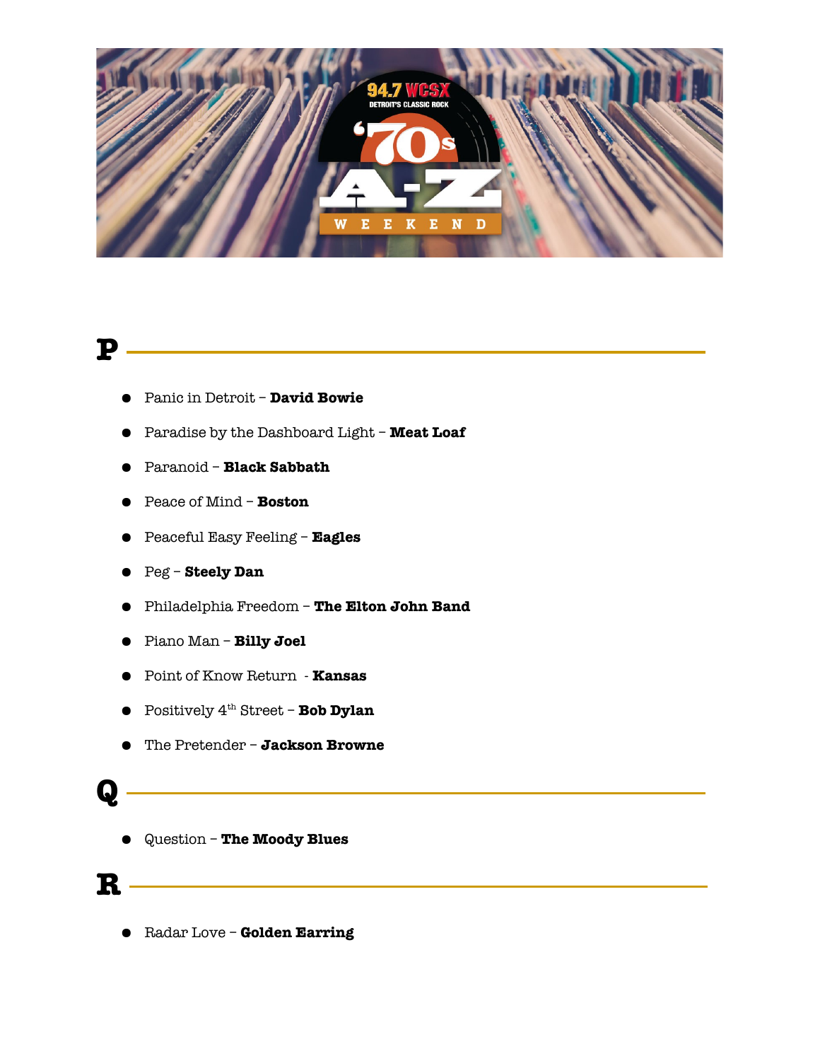## P

- Panic in Detroit – **David Bowie**
- Paradise by the Dashboard Light – **Meat Loaf**
- Paranoid – **Black Sabbath**
- Peace of Mind – **Boston**
- Peaceful Easy Feeling – **Eagles**
- Peg – **Steely Dan**
- Philadelphia Freedom – **The Elton John Band**
- Piano Man – **Billy Joel**
- Point of Know Return - **Kansas**
- Positively 4th Street – **Bob Dylan**
- The Pretender – **Jackson Browne**

## Q

- Question – **The Moody Blues**

## R

- Radar Love – **Golden Earring**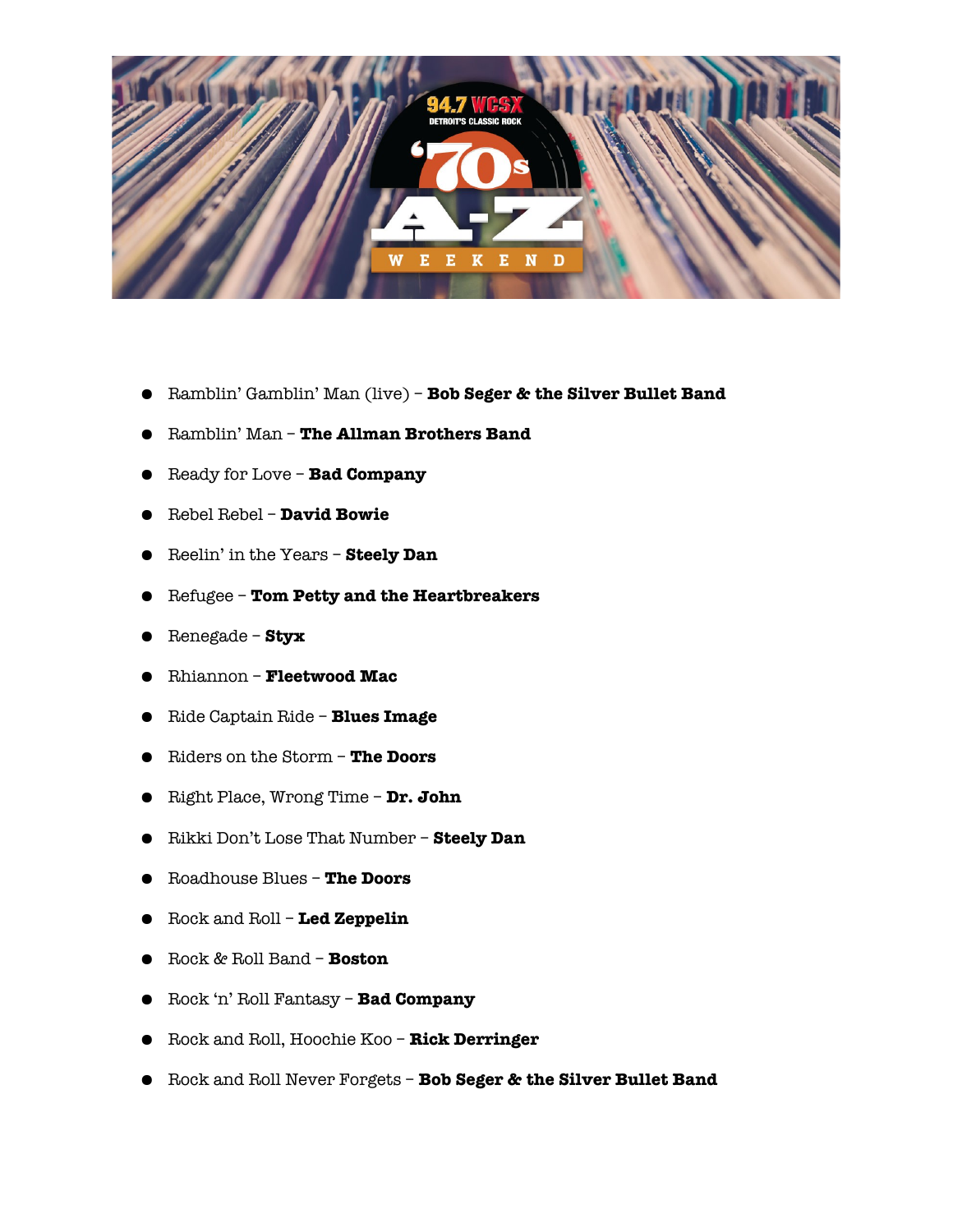- Ramblin' Gamblin' Man (live) – **Bob Seger & the Silver Bullet Band**
- Ramblin' Man – **The Allman Brothers Band**
- Ready for Love – **Bad Company**
- Rebel Rebel – **David Bowie**
- Reelin' in the Years – **Steely Dan**
- Refugee – **Tom Petty and the Heartbreakers**
- Renegade – **Styx**
- Rhiannon – **Fleetwood Mac**
- Ride Captain Ride – **Blues Image**
- Riders on the Storm – **The Doors**
- Right Place, Wrong Time – **Dr. John**
- Rikki Don't Lose That Number – **Steely Dan**
- Roadhouse Blues – **The Doors**
- Rock and Roll – **Led Zeppelin**
- Rock & Roll Band – **Boston**
- Rock 'n' Roll Fantasy – **Bad Company**
- Rock and Roll, Hoochie Koo – **Rick Derringer**
- Rock and Roll Never Forgets – **Bob Seger & the Silver Bullet Band**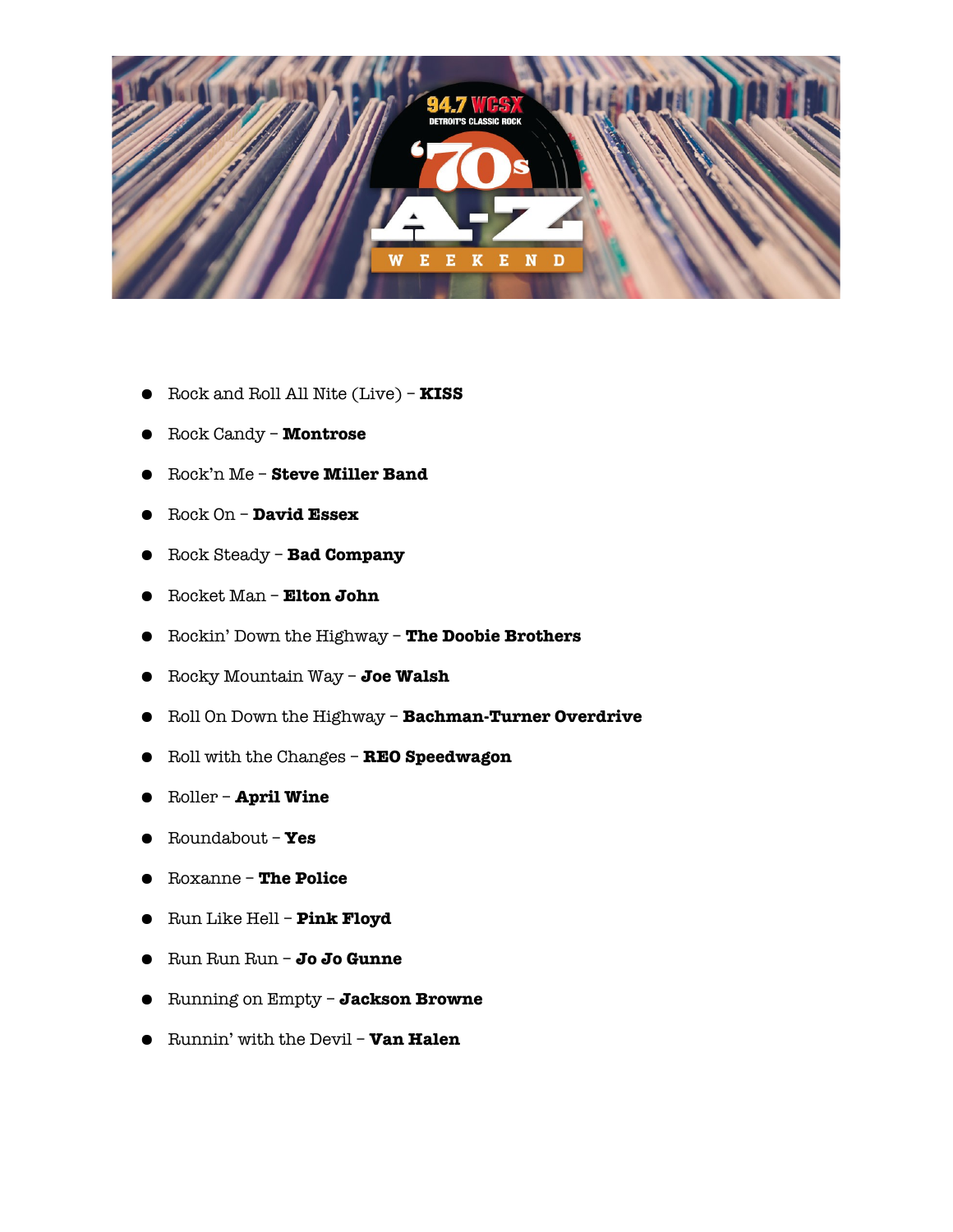- Rock and Roll All Nite (Live) – **KISS**
- Rock Candy – **Montrose**
- Rock'n Me – **Steve Miller Band**
- Rock On – **David Essex**
- Rock Steady – **Bad Company**
- Rocket Man – **Elton John**
- Rockin' Down the Highway – **The Doobie Brothers**
- Rocky Mountain Way – **Joe Walsh**
- Roll On Down the Highway – **Bachman-Turner Overdrive**
- Roll with the Changes – **REO Speedwagon**
- Roller – **April Wine**
- Roundabout – **Yes**
- Roxanne – **The Police**
- Run Like Hell – **Pink Floyd**
- Run Run Run – **Jo Jo Gunne**
- Running on Empty – **Jackson Browne**
- Runnin' with the Devil – **Van Halen**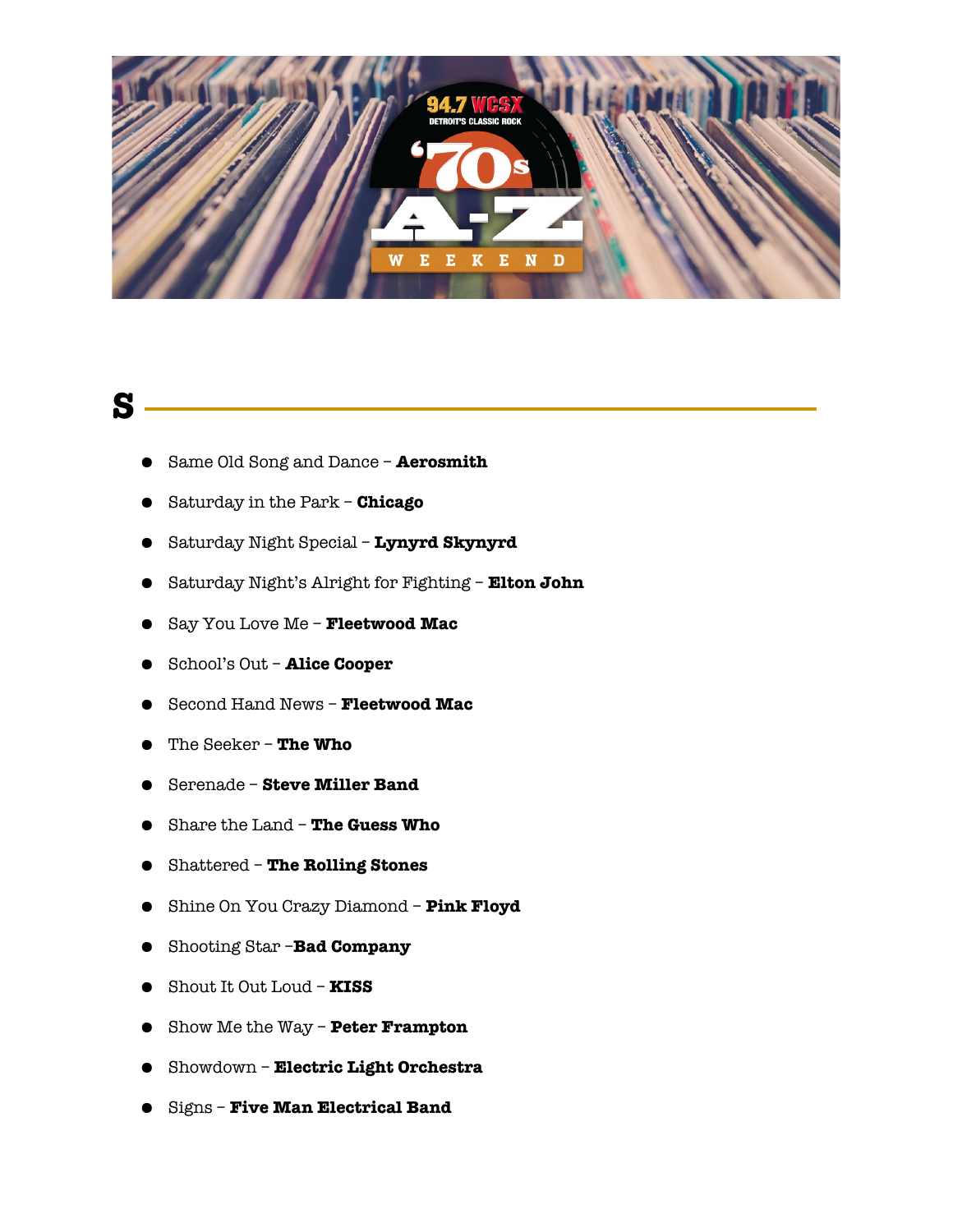## S

- Same Old Song and Dance – **Aerosmith**
- Saturday in the Park – **Chicago**
- Saturday Night Special – **Lynyrd Skynyrd**
- Saturday Night's Alright for Fighting – **Elton John**
- Say You Love Me – **Fleetwood Mac**
- School's Out – **Alice Cooper**
- Second Hand News – **Fleetwood Mac**
- The Seeker – **The Who**
- Serenade – **Steve Miller Band**
- Share the Land – **The Guess Who**
- Shattered – **The Rolling Stones**
- Shine On You Crazy Diamond – **Pink Floyd**
- Shooting Star –**Bad Company**
- Shout It Out Loud – **KISS**
- Show Me the Way – **Peter Frampton**
- Showdown – **Electric Light Orchestra**
- Signs – **Five Man Electrical Band**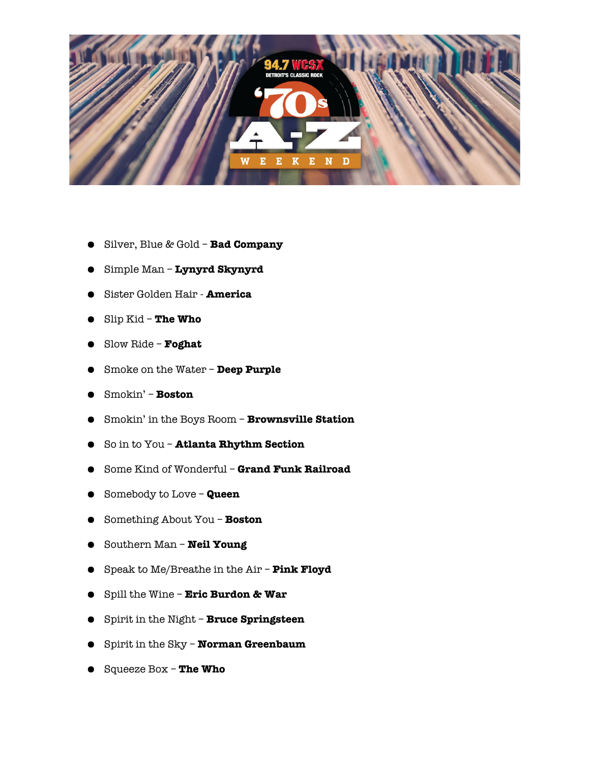- Silver, Blue & Gold – **Bad Company**
- Simple Man – **Lynyrd Skynyrd**
- Sister Golden Hair - **America**
- Slip Kid – **The Who**
- Slow Ride – **Foghat**
- Smoke on the Water – **Deep Purple**
- Smokin' – **Boston**
- Smokin' in the Boys Room – **Brownsville Station**
- So in to You – **Atlanta Rhythm Section**
- Some Kind of Wonderful – **Grand Funk Railroad**
- Somebody to Love – **Queen**
- Something About You – **Boston**
- Southern Man – **Neil Young**
- Speak to Me/Breathe in the Air – **Pink Floyd**
- Spill the Wine – **Eric Burdon & War**
- Spirit in the Night – **Bruce Springsteen**
- Spirit in the Sky – **Norman Greenbaum**
- Squeeze Box – **The Who**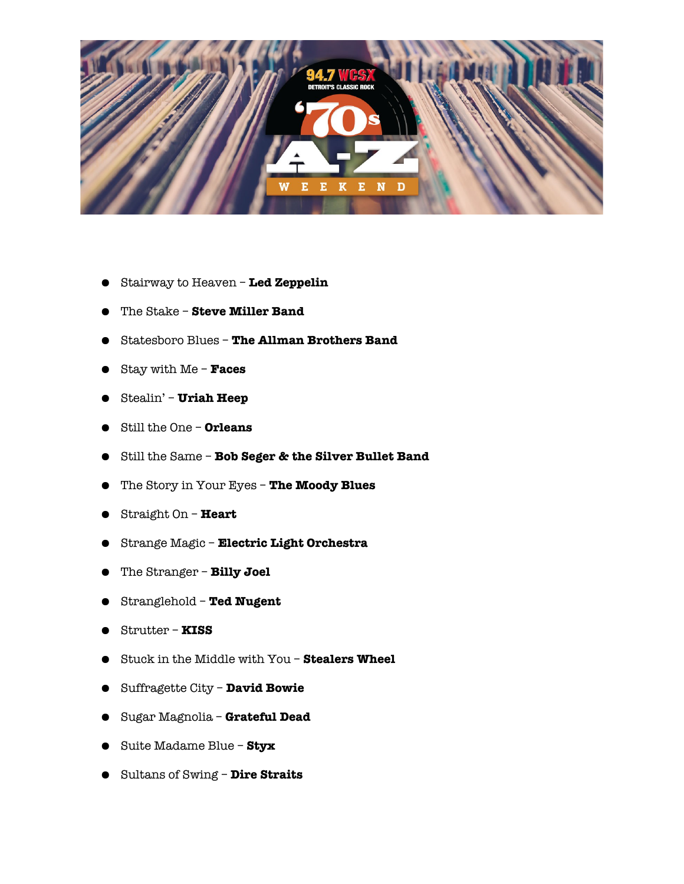- Stairway to Heaven – **Led Zeppelin**
- The Stake – **Steve Miller Band**
- Statesboro Blues – **The Allman Brothers Band**
- Stay with Me – **Faces**
- Stealin' – **Uriah Heep**
- Still the One – **Orleans**
- Still the Same – **Bob Seger & the Silver Bullet Band**
- The Story in Your Eyes – **The Moody Blues**
- Straight On – **Heart**
- Strange Magic – **Electric Light Orchestra**
- The Stranger – **Billy Joel**
- Stranglehold – **Ted Nugent**
- Strutter – **KISS**
- Stuck in the Middle with You – **Stealers Wheel**
- Suffragette City – **David Bowie**
- Sugar Magnolia – **Grateful Dead**
- Suite Madame Blue – **Styx**
- Sultans of Swing – **Dire Straits**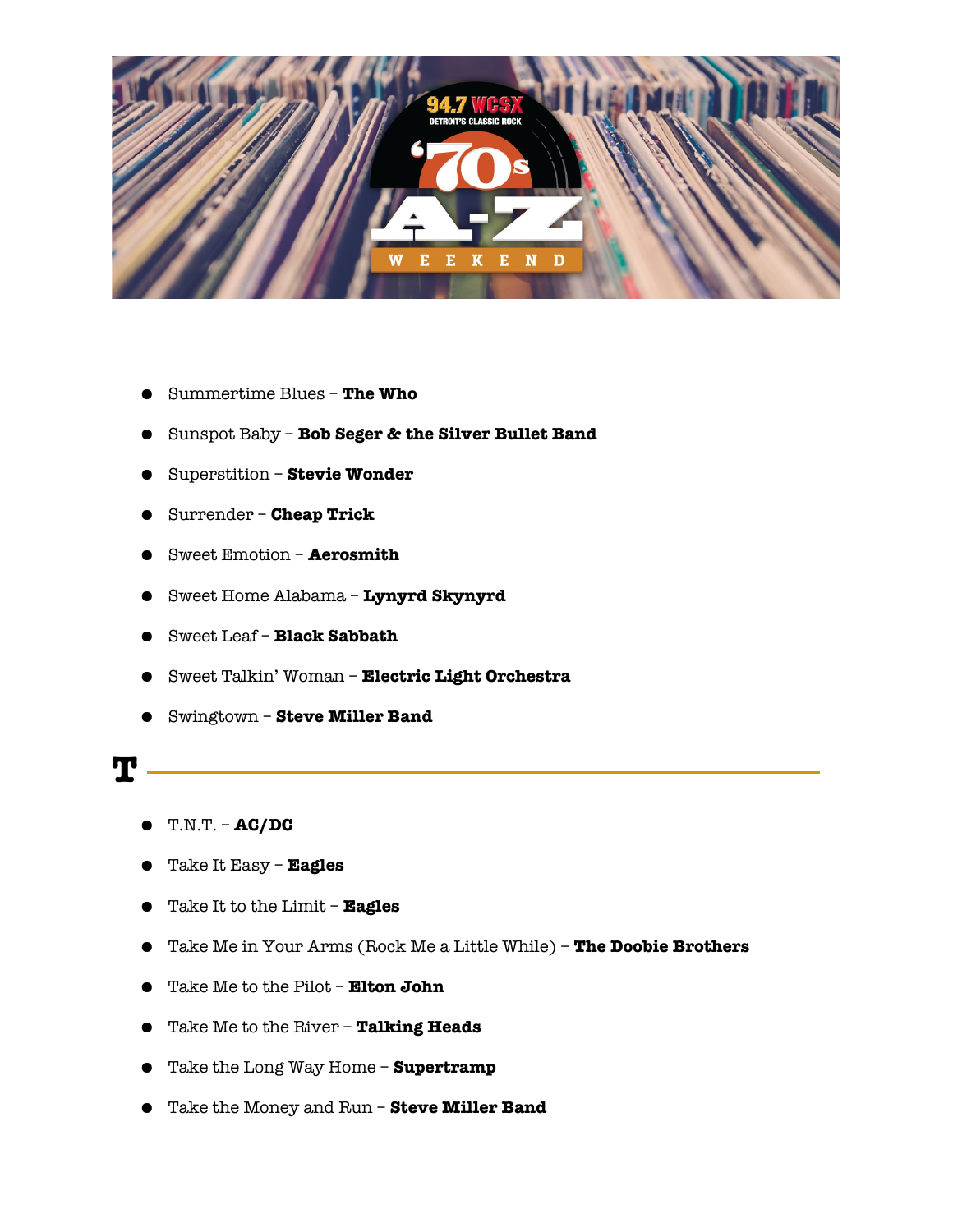- Summertime Blues – **The Who**
- Sunspot Baby – **Bob Seger & the Silver Bullet Band**
- Superstition – **Stevie Wonder**
- Surrender – **Cheap Trick**
- Sweet Emotion – **Aerosmith**
- Sweet Home Alabama – **Lynyrd Skynyrd**
- Sweet Leaf – **Black Sabbath**
- Sweet Talkin' Woman – **Electric Light Orchestra**
- Swingtown – **Steve Miller Band**

# T

- T.N.T. – **AC/DC**
- Take It Easy – **Eagles**
- Take It to the Limit – **Eagles**
- Take Me in Your Arms (Rock Me a Little While) – **The Doobie Brothers**
- Take Me to the Pilot – **Elton John**
- Take Me to the River – **Talking Heads**
- Take the Long Way Home – **Supertramp**
- Take the Money and Run – **Steve Miller Band**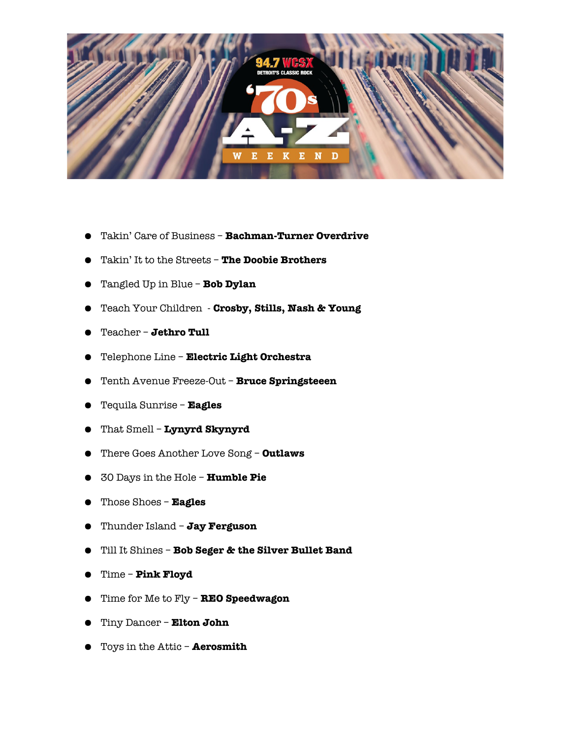- Takin' Care of Business – **Bachman-Turner Overdrive**
- Takin' It to the Streets – **The Doobie Brothers**
- Tangled Up in Blue – **Bob Dylan**
- Teach Your Children - **Crosby, Stills, Nash & Young**
- Teacher – **Jethro Tull**
- Telephone Line – **Electric Light Orchestra**
- Tenth Avenue Freeze-Out – **Bruce Springsteeen**
- Tequila Sunrise – **Eagles**
- That Smell – **Lynyrd Skynyrd**
- There Goes Another Love Song – **Outlaws**
- 30 Days in the Hole – **Humble Pie**
- Those Shoes – **Eagles**
- Thunder Island – **Jay Ferguson**
- Till It Shines – **Bob Seger & the Silver Bullet Band**
- Time – **Pink Floyd**
- Time for Me to Fly – **REO Speedwagon**
- Tiny Dancer – **Elton John**
- Toys in the Attic – **Aerosmith**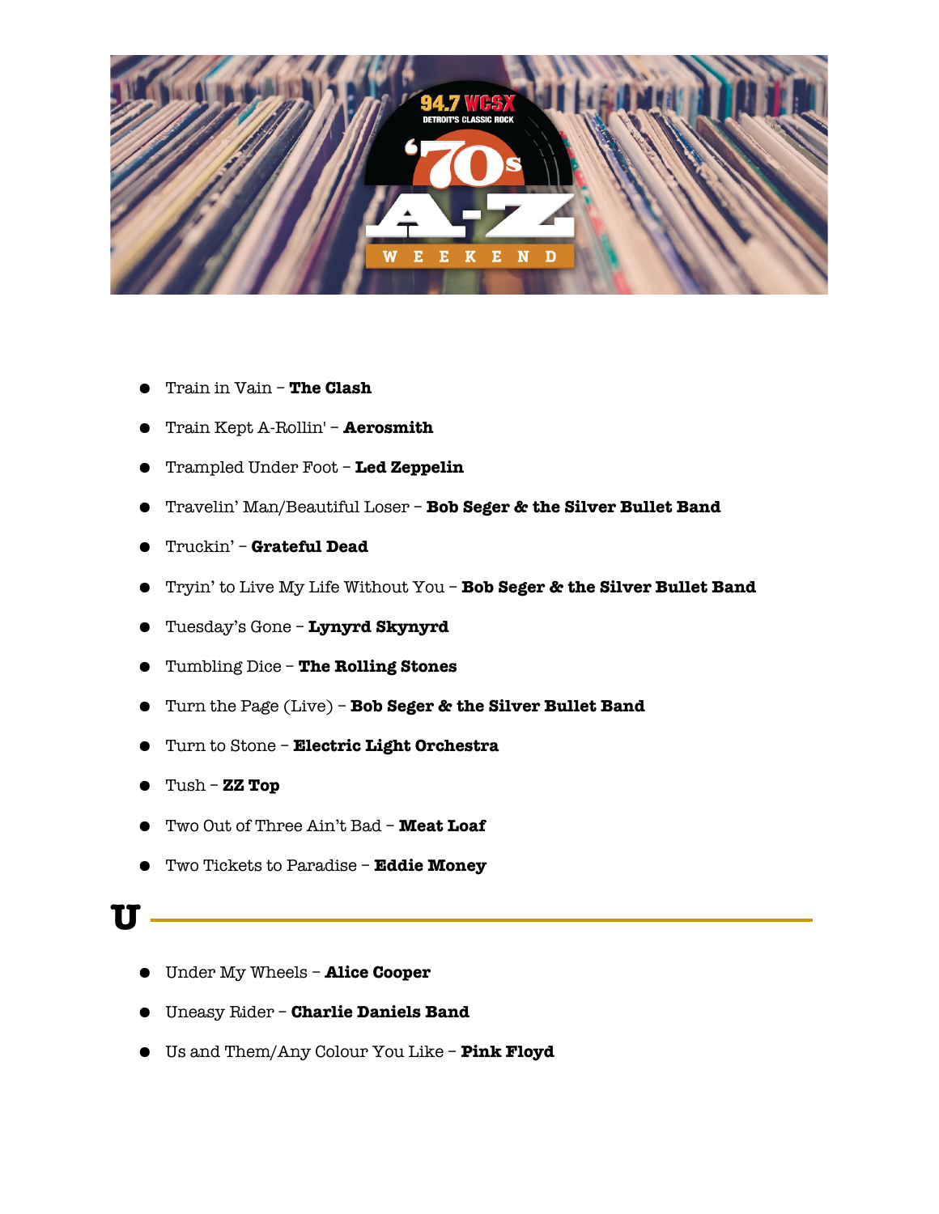- Train in Vain – **The Clash**
- Train Kept A-Rollin' – **Aerosmith**
- Trampled Under Foot – **Led Zeppelin**
- Travelin' Man/Beautiful Loser – **Bob Seger & the Silver Bullet Band**
- Truckin' – **Grateful Dead**
- Tryin' to Live My Life Without You – **Bob Seger & the Silver Bullet Band**
- Tuesday's Gone – **Lynyrd Skynyrd**
- Tumbling Dice – **The Rolling Stones**
- Turn the Page (Live) – **Bob Seger & the Silver Bullet Band**
- Turn to Stone – **Electric Light Orchestra**
- Tush – **ZZ Top**
- Two Out of Three Ain't Bad – **Meat Loaf**
- Two Tickets to Paradise – **Eddie Money**

# U

- Under My Wheels – **Alice Cooper**
- Uneasy Rider – **Charlie Daniels Band**
- Us and Them/Any Colour You Like – **Pink Floyd**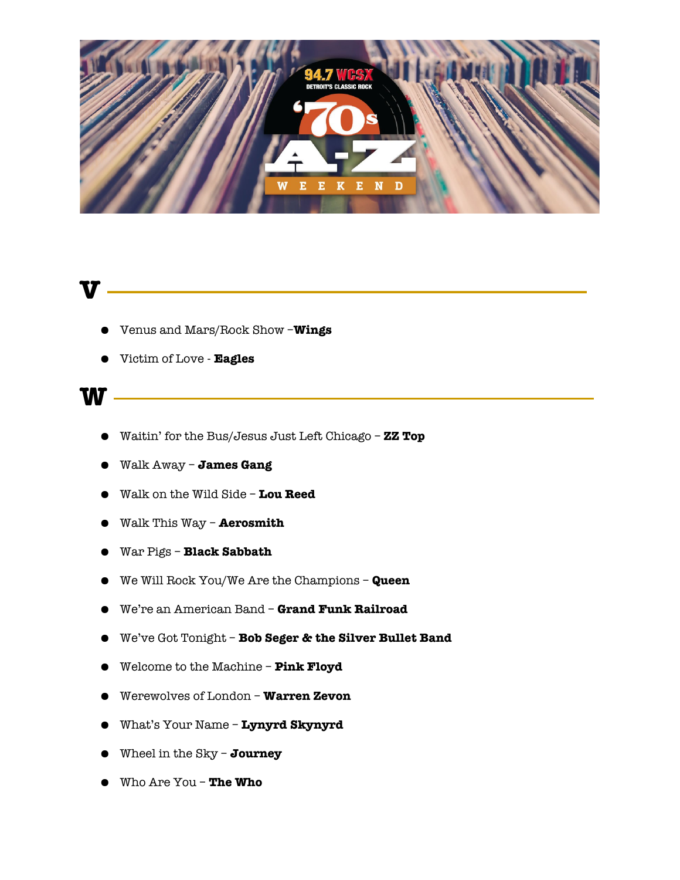## V

- Venus and Mars/Rock Show –**Wings**
- Victim of Love - **Eagles**

## W

- Waitin' for the Bus/Jesus Just Left Chicago – **ZZ Top**
- Walk Away – **James Gang**
- Walk on the Wild Side – **Lou Reed**
- Walk This Way – **Aerosmith**
- War Pigs – **Black Sabbath**
- We Will Rock You/We Are the Champions – **Queen**
- We're an American Band – **Grand Funk Railroad**
- We've Got Tonight – **Bob Seger & the Silver Bullet Band**
- Welcome to the Machine – **Pink Floyd**
- Werewolves of London – **Warren Zevon**
- What's Your Name – **Lynyrd Skynyrd**
- Wheel in the Sky – **Journey**
- Who Are You – **The Who**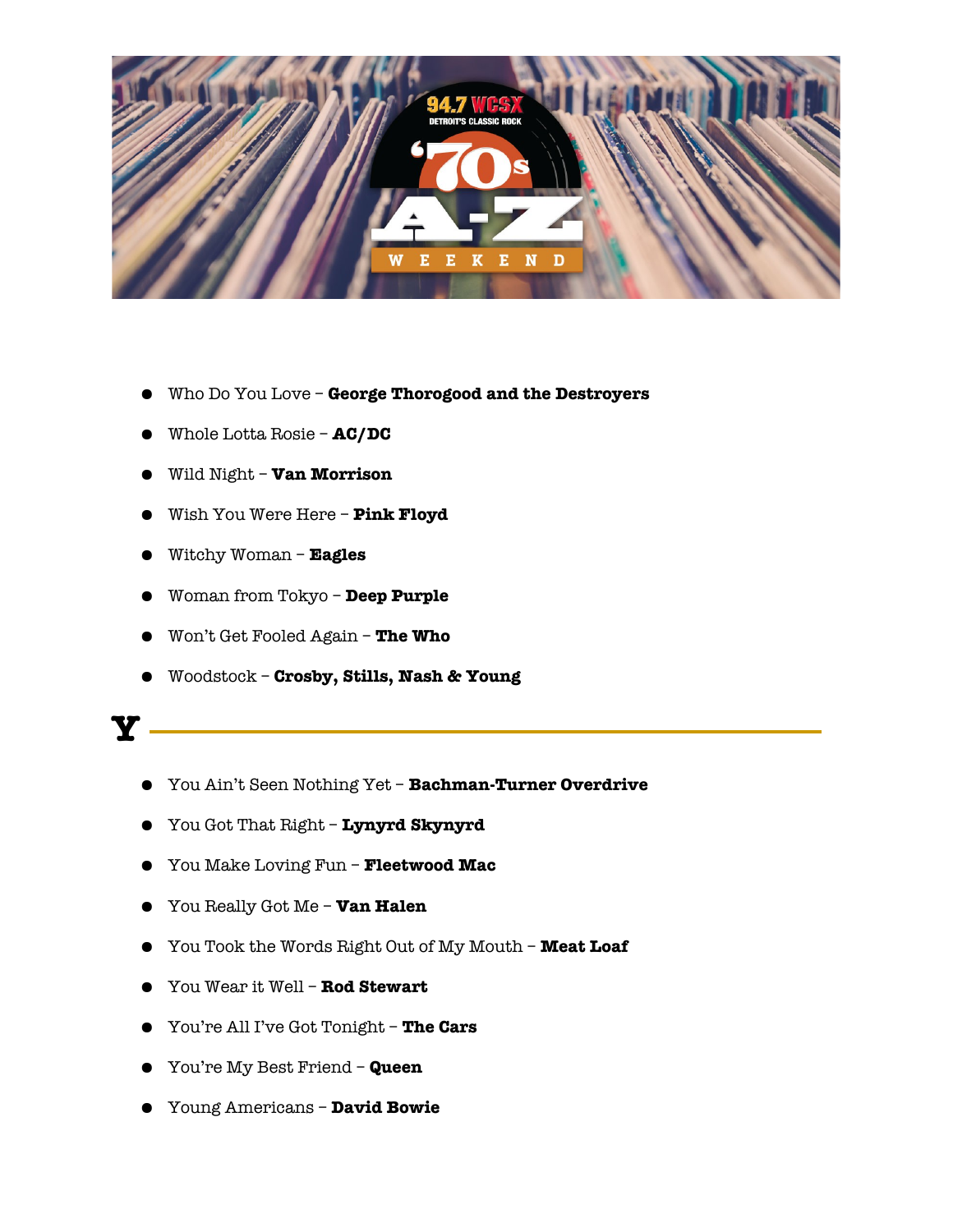- Who Do You Love – **George Thorogood and the Destroyers**
- Whole Lotta Rosie – **AC/DC**
- Wild Night – **Van Morrison**
- Wish You Were Here – **Pink Floyd**
- Witchy Woman – **Eagles**
- Woman from Tokyo – **Deep Purple**
- Won't Get Fooled Again – **The Who**
- Woodstock – **Crosby, Stills, Nash & Young**

## Y

- You Ain't Seen Nothing Yet – **Bachman-Turner Overdrive**
- You Got That Right – **Lynyrd Skynyrd**
- You Make Loving Fun – **Fleetwood Mac**
- You Really Got Me – **Van Halen**
- You Took the Words Right Out of My Mouth – **Meat Loaf**
- You Wear it Well – **Rod Stewart**
- You're All I've Got Tonight – **The Cars**
- You're My Best Friend – **Queen**
- Young Americans – **David Bowie**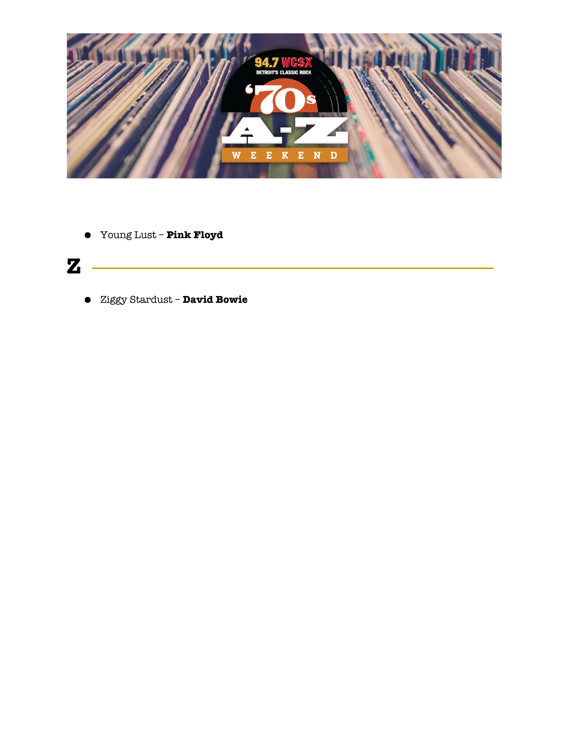- Young Lust – **Pink Floyd**

## Z

- Ziggy Stardust – **David Bowie**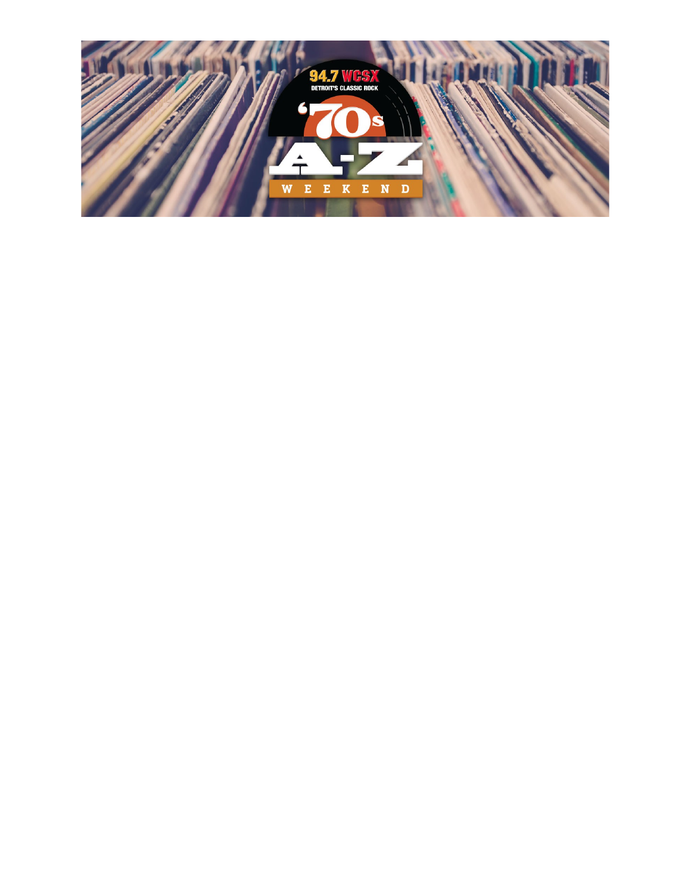94.7 WCSX

DETROIT'S CLASSIC ROCK

'70s

A-Z

WEEKEND